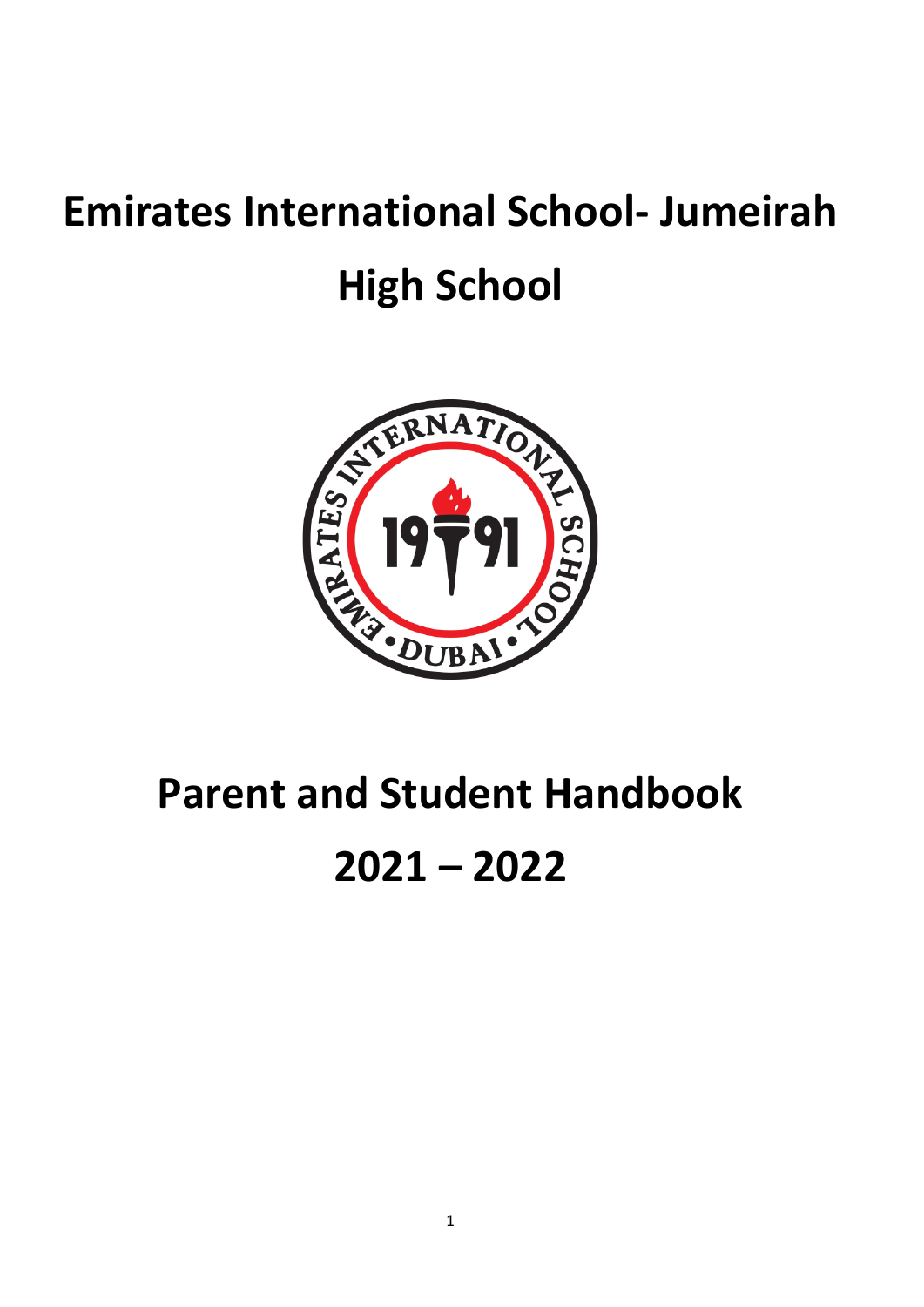# Emirates International School- Jumeirah

# High School

# Parent and Student Handbook

# 2021 – 2022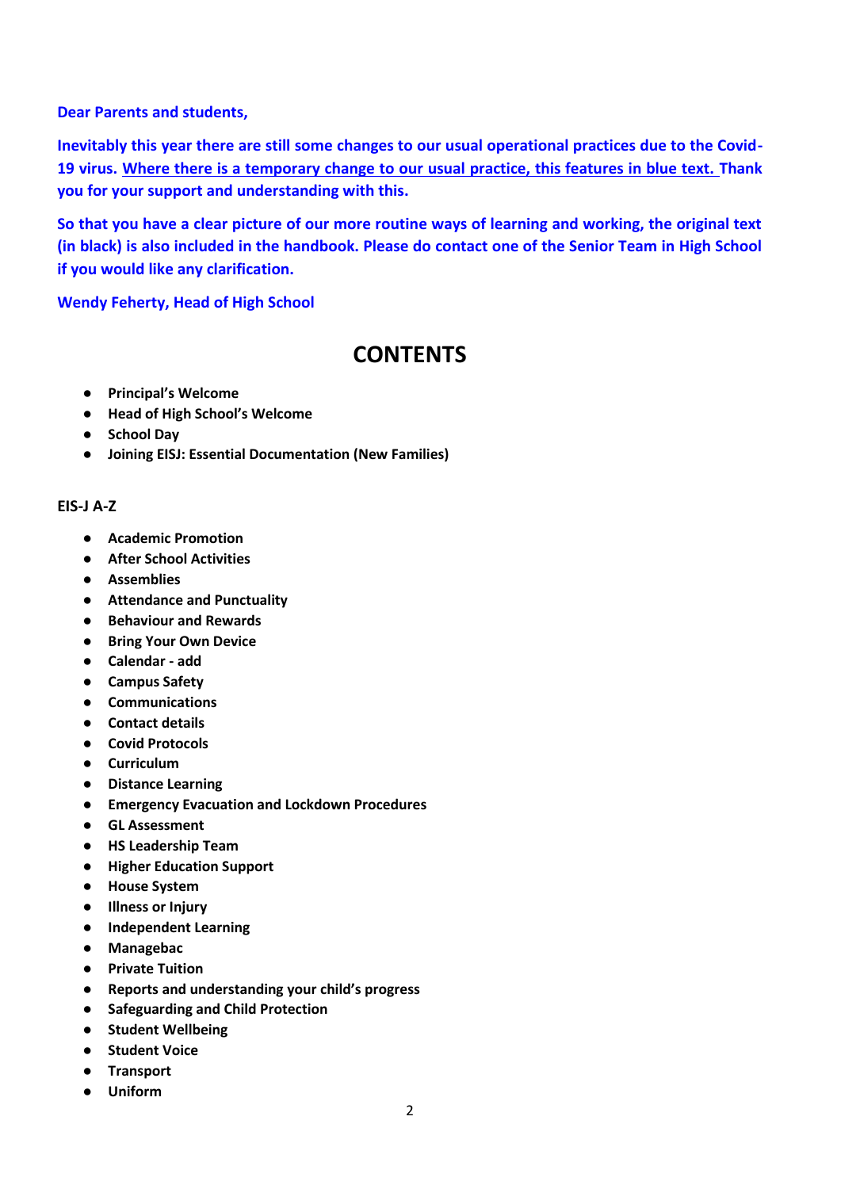**Dear Parents and students,**

**Inevitably this year there are still some changes to our usual operational practices due to the Covid-19 virus. Where there is a temporary change to our usual practice, this features in blue text. Thank you for your support and understanding with this.**

**So that you have a clear picture of our more routine ways of learning and working, the original text (in black) is also included in the handbook. Please do contact one of the Senior Team in High School if you would like any clarification.**

**Wendy Feherty, Head of High School**

# CONTENTS

- **Principal's Welcome**
- **Head of High School's Welcome**
- **School Day**
- **Joining EISJ: Essential Documentation (New Families)**

**EIS-J A-Z**

- **Academic Promotion**
- **After School Activities**
- **Assemblies**
- **Attendance and Punctuality**
- **Behaviour and Rewards**
- **Bring Your Own Device**
- **Calendar - add**
- **Campus Safety**
- **Communications**
- **Contact details**
- **Covid Protocols**
- **Curriculum**
- **Distance Learning**
- **Emergency Evacuation and Lockdown Procedures**
- **GL Assessment**
- **HS Leadership Team**
- **Higher Education Support**
- **House System**
- **Illness or Injury**
- **Independent Learning**
- **Managebac**
- **Private Tuition**
- **Reports and understanding your child's progress**
- **Safeguarding and Child Protection**
- **Student Wellbeing**
- **Student Voice**
- **Transport**
- **Uniform**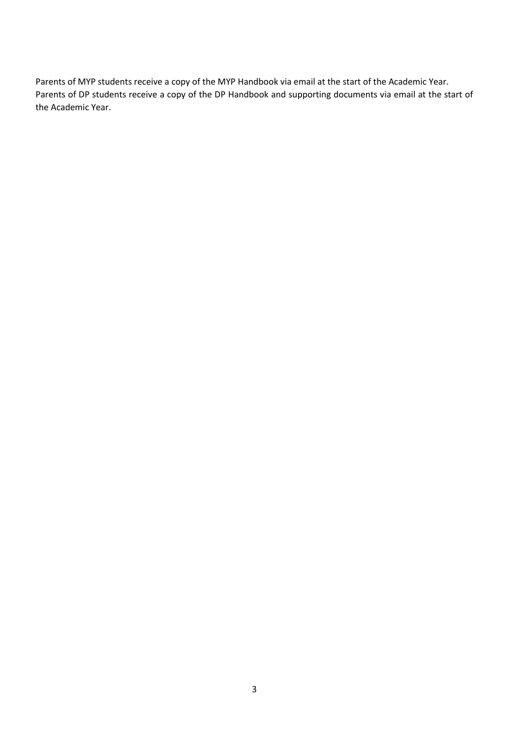Parents of MYP students receive a copy of the MYP Handbook via email at the start of the Academic Year. Parents of DP students receive a copy of the DP Handbook and supporting documents via email at the start of the Academic Year.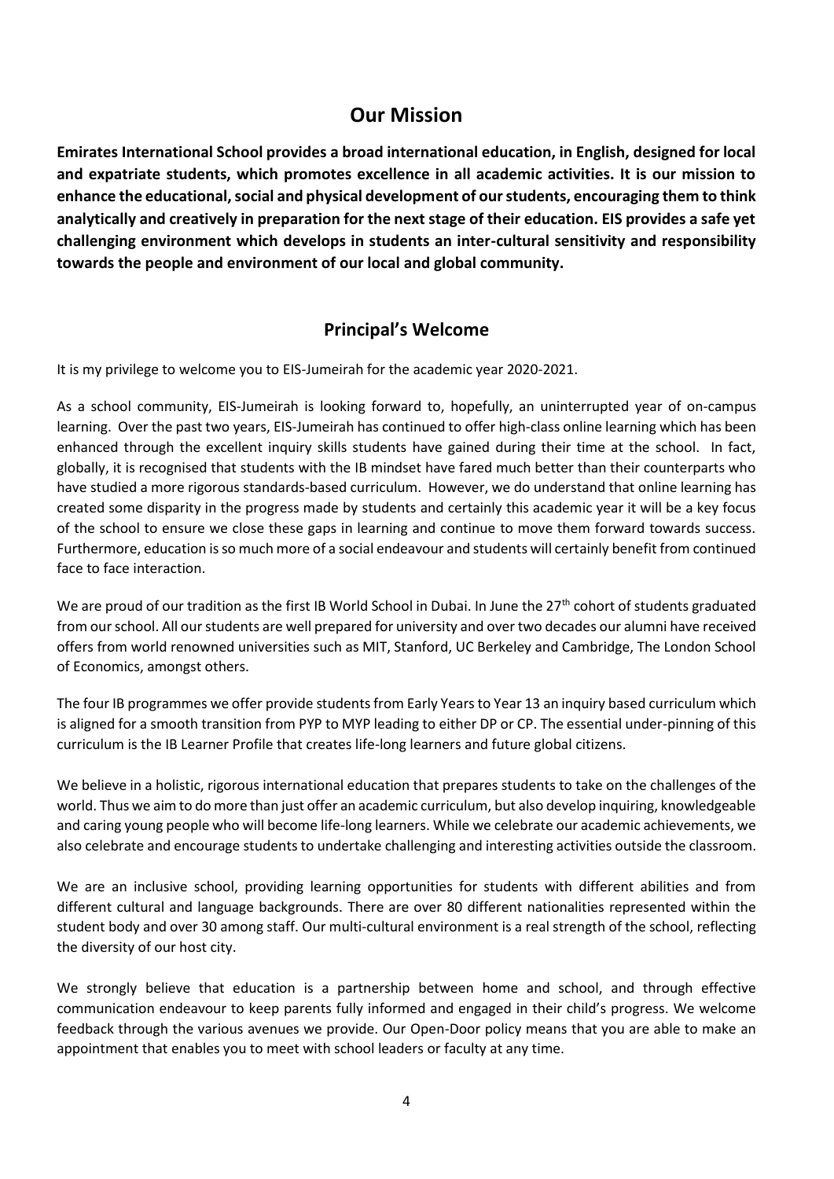## Our Mission

**Emirates International School provides a broad international education, in English, designed for local and expatriate students, which promotes excellence in all academic activities. It is our mission to enhance the educational, social and physical development of our students, encouraging them to think analytically and creatively in preparation for the next stage of their education. EIS provides a safe yet challenging environment which develops in students an inter-cultural sensitivity and responsibility towards the people and environment of our local and global community.**

## Principal's Welcome

It is my privilege to welcome you to EIS-Jumeirah for the academic year 2020-2021.

As a school community, EIS-Jumeirah is looking forward to, hopefully, an uninterrupted year of on-campus learning. Over the past two years, EIS-Jumeirah has continued to offer high-class online learning which has been enhanced through the excellent inquiry skills students have gained during their time at the school. In fact, globally, it is recognised that students with the IB mindset have fared much better than their counterparts who have studied a more rigorous standards-based curriculum. However, we do understand that online learning has created some disparity in the progress made by students and certainly this academic year it will be a key focus of the school to ensure we close these gaps in learning and continue to move them forward towards success. Furthermore, education is so much more of a social endeavour and students will certainly benefit from continued face to face interaction.

We are proud of our tradition as the first IB World School in Dubai. In June the 27th cohort of students graduated from our school. All our students are well prepared for university and over two decades our alumni have received offers from world renowned universities such as MIT, Stanford, UC Berkeley and Cambridge, The London School of Economics, amongst others.

The four IB programmes we offer provide students from Early Years to Year 13 an inquiry based curriculum which is aligned for a smooth transition from PYP to MYP leading to either DP or CP. The essential under-pinning of this curriculum is the IB Learner Profile that creates life-long learners and future global citizens.

We believe in a holistic, rigorous international education that prepares students to take on the challenges of the world. Thus we aim to do more than just offer an academic curriculum, but also develop inquiring, knowledgeable and caring young people who will become life-long learners. While we celebrate our academic achievements, we also celebrate and encourage students to undertake challenging and interesting activities outside the classroom.

We are an inclusive school, providing learning opportunities for students with different abilities and from different cultural and language backgrounds. There are over 80 different nationalities represented within the student body and over 30 among staff. Our multi-cultural environment is a real strength of the school, reflecting the diversity of our host city.

We strongly believe that education is a partnership between home and school, and through effective communication endeavour to keep parents fully informed and engaged in their child's progress. We welcome feedback through the various avenues we provide. Our Open-Door policy means that you are able to make an appointment that enables you to meet with school leaders or faculty at any time.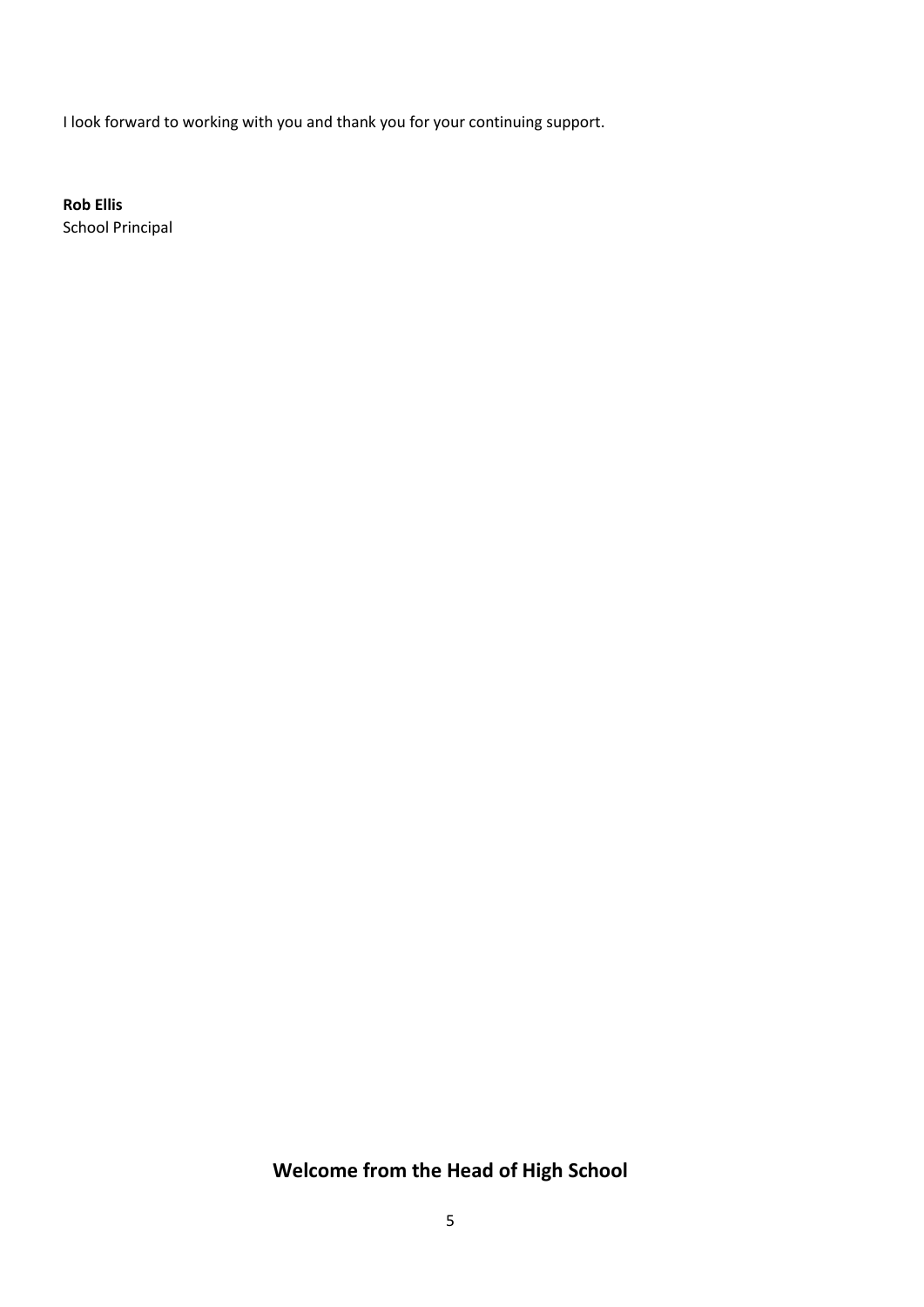I look forward to working with you and thank you for your continuing support.

**Rob Ellis**
School Principal

## Welcome from the Head of High School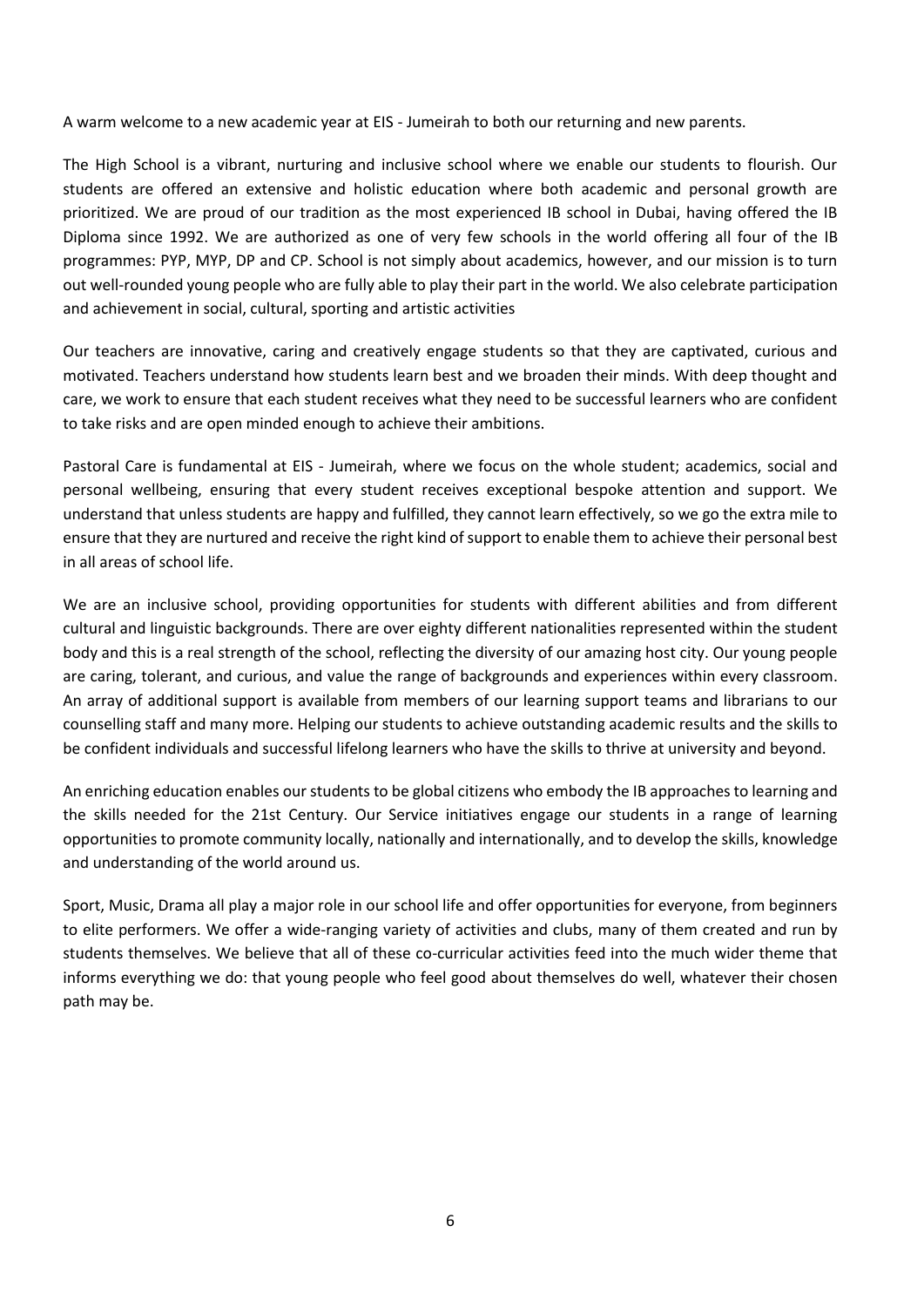A warm welcome to a new academic year at EIS - Jumeirah to both our returning and new parents.

The High School is a vibrant, nurturing and inclusive school where we enable our students to flourish. Our students are offered an extensive and holistic education where both academic and personal growth are prioritized. We are proud of our tradition as the most experienced IB school in Dubai, having offered the IB Diploma since 1992. We are authorized as one of very few schools in the world offering all four of the IB programmes: PYP, MYP, DP and CP. School is not simply about academics, however, and our mission is to turn out well-rounded young people who are fully able to play their part in the world. We also celebrate participation and achievement in social, cultural, sporting and artistic activities

Our teachers are innovative, caring and creatively engage students so that they are captivated, curious and motivated. Teachers understand how students learn best and we broaden their minds. With deep thought and care, we work to ensure that each student receives what they need to be successful learners who are confident to take risks and are open minded enough to achieve their ambitions.

Pastoral Care is fundamental at EIS - Jumeirah, where we focus on the whole student; academics, social and personal wellbeing, ensuring that every student receives exceptional bespoke attention and support. We understand that unless students are happy and fulfilled, they cannot learn effectively, so we go the extra mile to ensure that they are nurtured and receive the right kind of support to enable them to achieve their personal best in all areas of school life.

We are an inclusive school, providing opportunities for students with different abilities and from different cultural and linguistic backgrounds. There are over eighty different nationalities represented within the student body and this is a real strength of the school, reflecting the diversity of our amazing host city. Our young people are caring, tolerant, and curious, and value the range of backgrounds and experiences within every classroom. An array of additional support is available from members of our learning support teams and librarians to our counselling staff and many more. Helping our students to achieve outstanding academic results and the skills to be confident individuals and successful lifelong learners who have the skills to thrive at university and beyond.

An enriching education enables our students to be global citizens who embody the IB approaches to learning and the skills needed for the 21st Century. Our Service initiatives engage our students in a range of learning opportunities to promote community locally, nationally and internationally, and to develop the skills, knowledge and understanding of the world around us.

Sport, Music, Drama all play a major role in our school life and offer opportunities for everyone, from beginners to elite performers. We offer a wide-ranging variety of activities and clubs, many of them created and run by students themselves. We believe that all of these co-curricular activities feed into the much wider theme that informs everything we do: that young people who feel good about themselves do well, whatever their chosen path may be.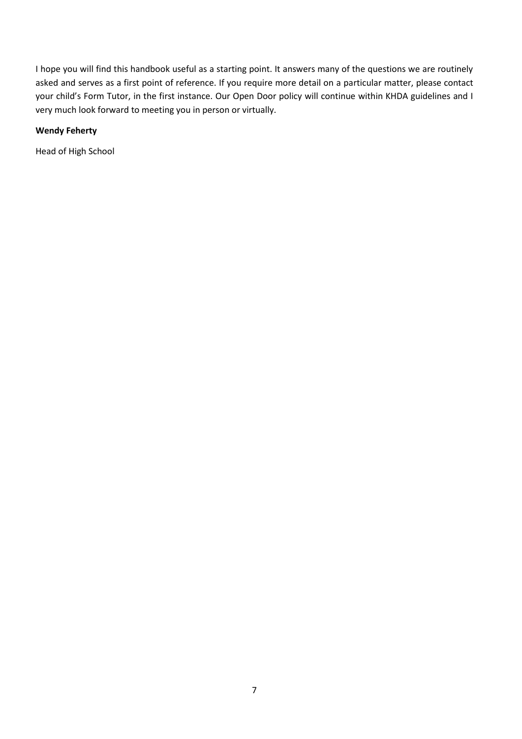I hope you will find this handbook useful as a starting point. It answers many of the questions we are routinely asked and serves as a first point of reference. If you require more detail on a particular matter, please contact your child's Form Tutor, in the first instance. Our Open Door policy will continue within KHDA guidelines and I very much look forward to meeting you in person or virtually.

**Wendy Feherty**

Head of High School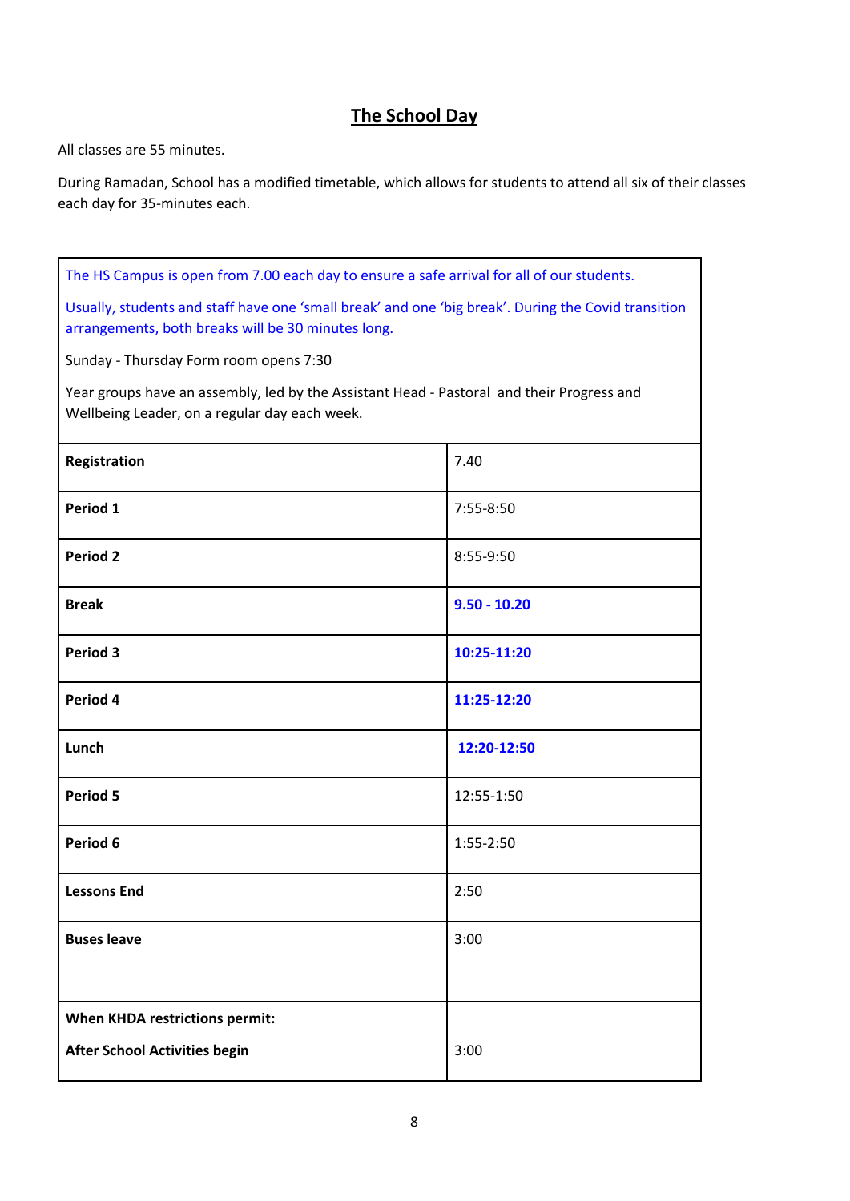## The School Day

All classes are 55 minutes.

During Ramadan, School has a modified timetable, which allows for students to attend all six of their classes each day for 35-minutes each.

The HS Campus is open from 7.00 each day to ensure a safe arrival for all of our students.

Usually, students and staff have one 'small break' and one 'big break'. During the Covid transition arrangements, both breaks will be 30 minutes long.

Sunday - Thursday Form room opens 7:30

Year groups have an assembly, led by the Assistant Head - Pastoral and their Progress and Wellbeing Leader, on a regular day each week.

| | |
|---|---|
| **Registration** | 7.40 |
| **Period 1** | 7:55-8:50 |
| **Period 2** | 8:55-9:50 |
| **Break** | **9.50 - 10.20** |
| **Period 3** | **10:25-11:20** |
| **Period 4** | **11:25-12:20** |
| **Lunch** | **12:20-12:50** |
| **Period 5** | 12:55-1:50 |
| **Period 6** | 1:55-2:50 |
| **Lessons End** | 2:50 |
| **Buses leave** | 3:00 |
| **When KHDA restrictions permit:** **After School Activities begin** | 3:00 |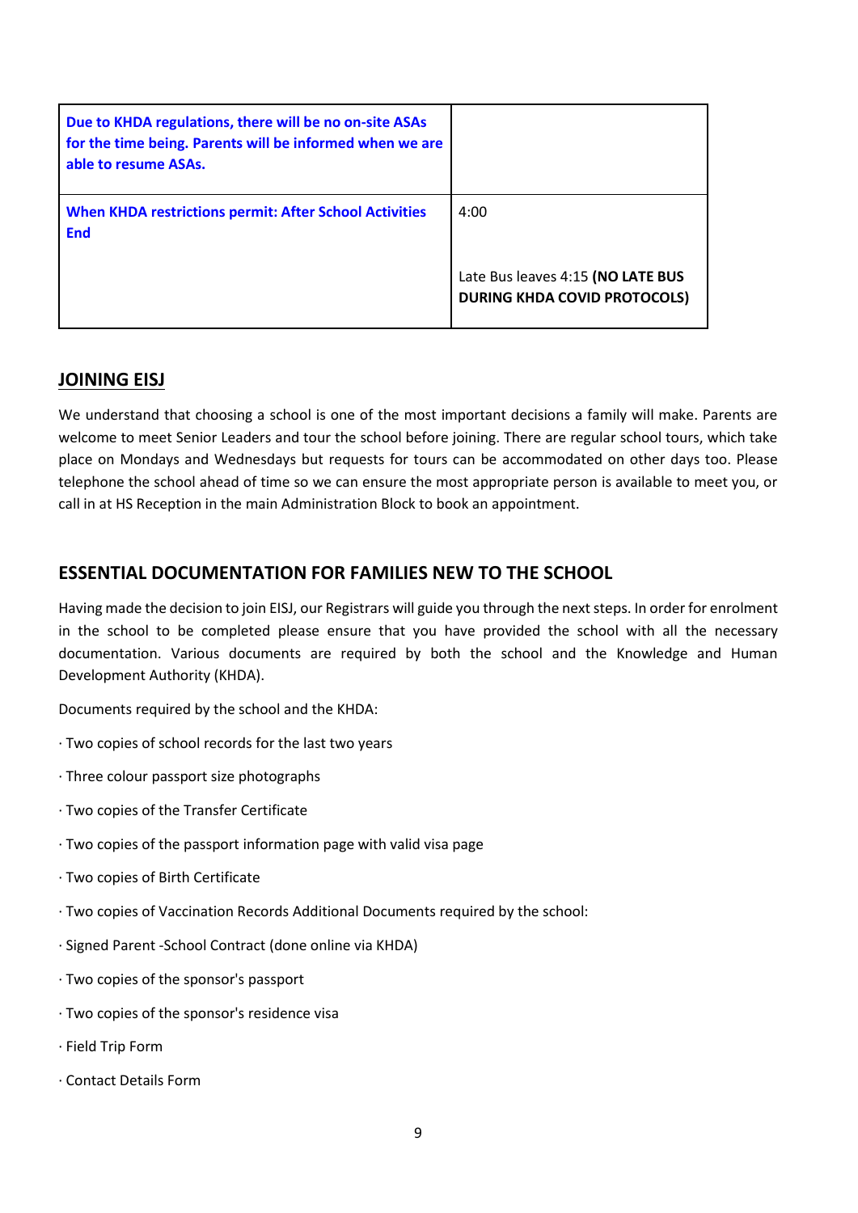| **Due to KHDA regulations, there will be no on-site ASAs for the time being. Parents will be informed when we are able to resume ASAs.** | |
|---|---|
| **When KHDA restrictions permit: After School Activities End** | 4:00<br><br>Late Bus leaves 4:15 **(NO LATE BUS DURING KHDA COVID PROTOCOLS)** |

## JOINING EISJ

We understand that choosing a school is one of the most important decisions a family will make. Parents are welcome to meet Senior Leaders and tour the school before joining. There are regular school tours, which take place on Mondays and Wednesdays but requests for tours can be accommodated on other days too. Please telephone the school ahead of time so we can ensure the most appropriate person is available to meet you, or call in at HS Reception in the main Administration Block to book an appointment.

## ESSENTIAL DOCUMENTATION FOR FAMILIES NEW TO THE SCHOOL

Having made the decision to join EISJ, our Registrars will guide you through the next steps. In order for enrolment in the school to be completed please ensure that you have provided the school with all the necessary documentation. Various documents are required by both the school and the Knowledge and Human Development Authority (KHDA).

Documents required by the school and the KHDA:

· Two copies of school records for the last two years

· Three colour passport size photographs

· Two copies of the Transfer Certificate

· Two copies of the passport information page with valid visa page

· Two copies of Birth Certificate

· Two copies of Vaccination Records Additional Documents required by the school:

· Signed Parent -School Contract (done online via KHDA)

· Two copies of the sponsor's passport

· Two copies of the sponsor's residence visa

· Field Trip Form

· Contact Details Form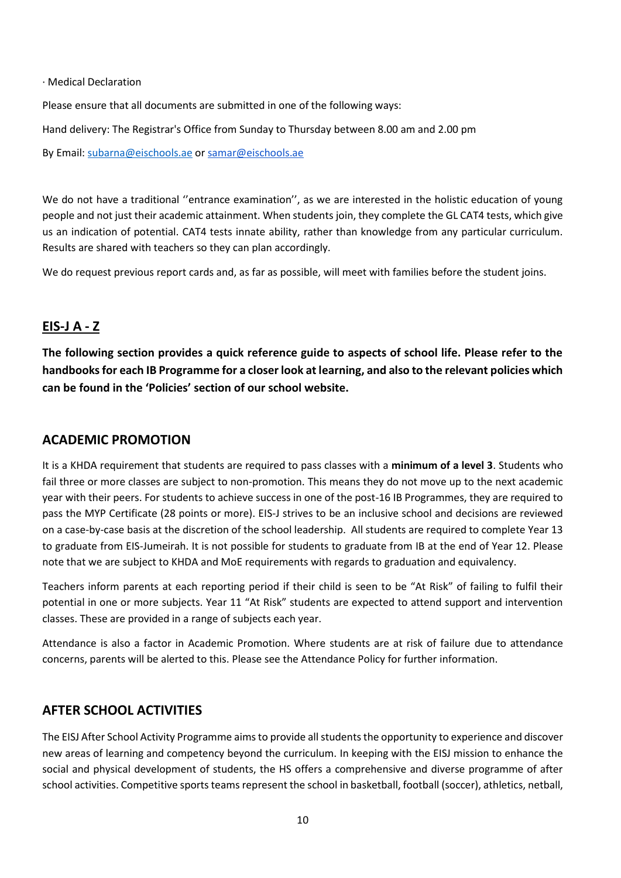· Medical Declaration

Please ensure that all documents are submitted in one of the following ways:

Hand delivery: The Registrar's Office from Sunday to Thursday between 8.00 am and 2.00 pm

By Email: [subarna@eischools.ae](mailto:subarna@eischools.ae) or [samar@eischools.ae](mailto:samar@eischools.ae)

We do not have a traditional ''entrance examination'', as we are interested in the holistic education of young people and not just their academic attainment. When students join, they complete the GL CAT4 tests, which give us an indication of potential. CAT4 tests innate ability, rather than knowledge from any particular curriculum. Results are shared with teachers so they can plan accordingly.

We do request previous report cards and, as far as possible, will meet with families before the student joins.

# EIS-J A - Z

**The following section provides a quick reference guide to aspects of school life. Please refer to the handbooks for each IB Programme for a closer look at learning, and also to the relevant policies which can be found in the 'Policies' section of our school website.**

## ACADEMIC PROMOTION

It is a KHDA requirement that students are required to pass classes with a **minimum of a level 3**. Students who fail three or more classes are subject to non-promotion. This means they do not move up to the next academic year with their peers. For students to achieve success in one of the post-16 IB Programmes, they are required to pass the MYP Certificate (28 points or more). EIS-J strives to be an inclusive school and decisions are reviewed on a case-by-case basis at the discretion of the school leadership. All students are required to complete Year 13 to graduate from EIS-Jumeirah. It is not possible for students to graduate from IB at the end of Year 12. Please note that we are subject to KHDA and MoE requirements with regards to graduation and equivalency.

Teachers inform parents at each reporting period if their child is seen to be "At Risk" of failing to fulfil their potential in one or more subjects. Year 11 "At Risk" students are expected to attend support and intervention classes. These are provided in a range of subjects each year.

Attendance is also a factor in Academic Promotion. Where students are at risk of failure due to attendance concerns, parents will be alerted to this. Please see the Attendance Policy for further information.

## AFTER SCHOOL ACTIVITIES

The EISJ After School Activity Programme aims to provide all students the opportunity to experience and discover new areas of learning and competency beyond the curriculum. In keeping with the EISJ mission to enhance the social and physical development of students, the HS offers a comprehensive and diverse programme of after school activities. Competitive sports teams represent the school in basketball, football (soccer), athletics, netball,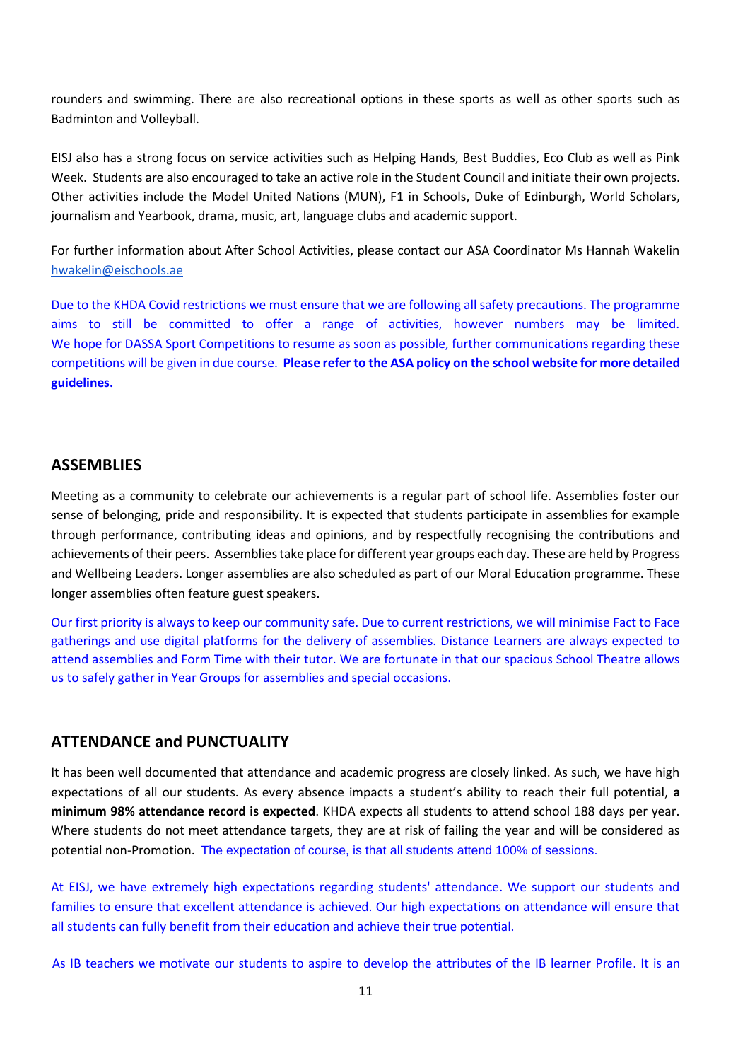rounders and swimming. There are also recreational options in these sports as well as other sports such as Badminton and Volleyball.

EISJ also has a strong focus on service activities such as Helping Hands, Best Buddies, Eco Club as well as Pink Week. Students are also encouraged to take an active role in the Student Council and initiate their own projects. Other activities include the Model United Nations (MUN), F1 in Schools, Duke of Edinburgh, World Scholars, journalism and Yearbook, drama, music, art, language clubs and academic support.

For further information about After School Activities, please contact our ASA Coordinator Ms Hannah Wakelin [hwakelin@eischools.ae](mailto:hwakelin@eischools.ae)

Due to the KHDA Covid restrictions we must ensure that we are following all safety precautions. The programme aims to still be committed to offer a range of activities, however numbers may be limited. We hope for DASSA Sport Competitions to resume as soon as possible, further communications regarding these competitions will be given in due course. **Please refer to the ASA policy on the school website for more detailed guidelines.**

## ASSEMBLIES

Meeting as a community to celebrate our achievements is a regular part of school life. Assemblies foster our sense of belonging, pride and responsibility. It is expected that students participate in assemblies for example through performance, contributing ideas and opinions, and by respectfully recognising the contributions and achievements of their peers. Assemblies take place for different year groups each day. These are held by Progress and Wellbeing Leaders. Longer assemblies are also scheduled as part of our Moral Education programme. These longer assemblies often feature guest speakers.

Our first priority is always to keep our community safe. Due to current restrictions, we will minimise Fact to Face gatherings and use digital platforms for the delivery of assemblies. Distance Learners are always expected to attend assemblies and Form Time with their tutor. We are fortunate in that our spacious School Theatre allows us to safely gather in Year Groups for assemblies and special occasions.

## ATTENDANCE and PUNCTUALITY

It has been well documented that attendance and academic progress are closely linked. As such, we have high expectations of all our students. As every absence impacts a student's ability to reach their full potential, **a minimum 98% attendance record is expected**. KHDA expects all students to attend school 188 days per year. Where students do not meet attendance targets, they are at risk of failing the year and will be considered as potential non-Promotion. The expectation of course, is that all students attend 100% of sessions.

At EISJ, we have extremely high expectations regarding students' attendance. We support our students and families to ensure that excellent attendance is achieved. Our high expectations on attendance will ensure that all students can fully benefit from their education and achieve their true potential.

As IB teachers we motivate our students to aspire to develop the attributes of the IB learner Profile. It is an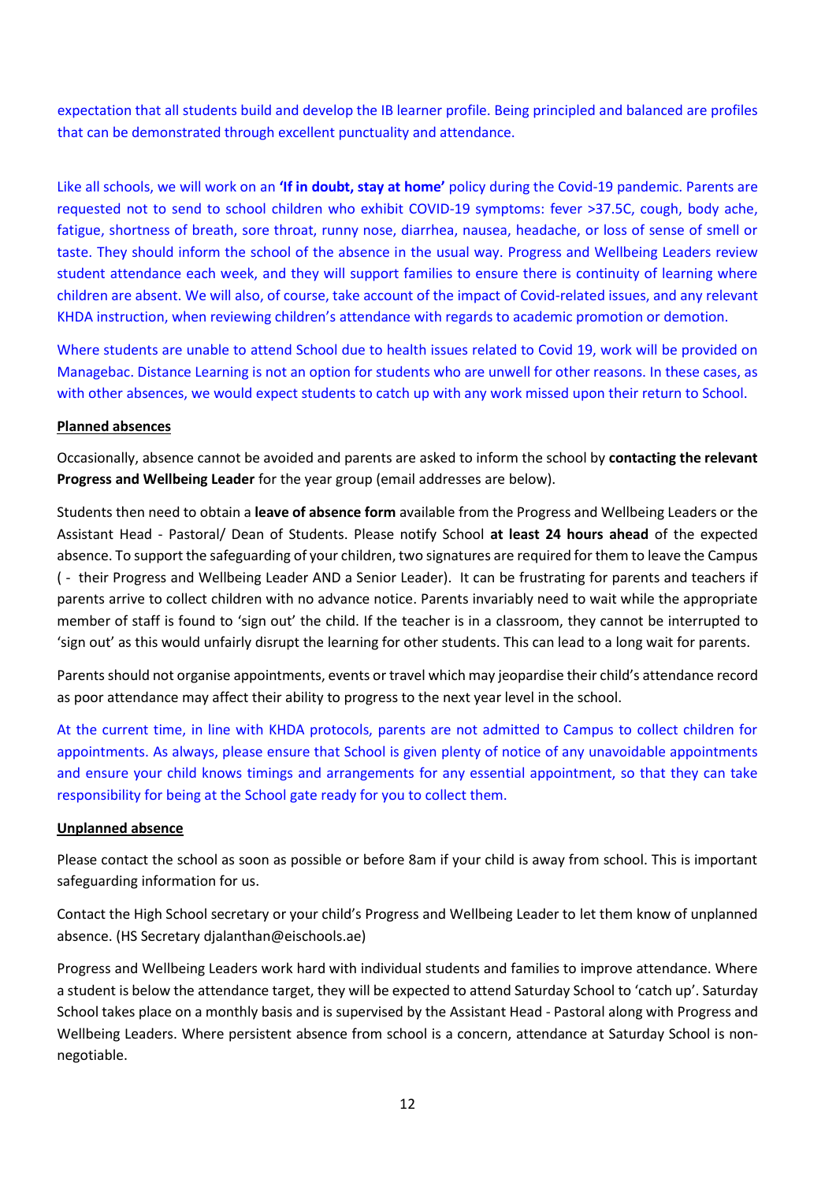expectation that all students build and develop the IB learner profile. Being principled and balanced are profiles that can be demonstrated through excellent punctuality and attendance.

Like all schools, we will work on an **'If in doubt, stay at home'** policy during the Covid-19 pandemic. Parents are requested not to send to school children who exhibit COVID-19 symptoms: fever >37.5C, cough, body ache, fatigue, shortness of breath, sore throat, runny nose, diarrhea, nausea, headache, or loss of sense of smell or taste. They should inform the school of the absence in the usual way. Progress and Wellbeing Leaders review student attendance each week, and they will support families to ensure there is continuity of learning where children are absent. We will also, of course, take account of the impact of Covid-related issues, and any relevant KHDA instruction, when reviewing children's attendance with regards to academic promotion or demotion.

Where students are unable to attend School due to health issues related to Covid 19, work will be provided on Managebac. Distance Learning is not an option for students who are unwell for other reasons. In these cases, as with other absences, we would expect students to catch up with any work missed upon their return to School.

**Planned absences**

Occasionally, absence cannot be avoided and parents are asked to inform the school by **contacting the relevant Progress and Wellbeing Leader** for the year group (email addresses are below).

Students then need to obtain a **leave of absence form** available from the Progress and Wellbeing Leaders or the Assistant Head - Pastoral/ Dean of Students. Please notify School **at least 24 hours ahead** of the expected absence. To support the safeguarding of your children, two signatures are required for them to leave the Campus ( - their Progress and Wellbeing Leader AND a Senior Leader). It can be frustrating for parents and teachers if parents arrive to collect children with no advance notice. Parents invariably need to wait while the appropriate member of staff is found to 'sign out' the child. If the teacher is in a classroom, they cannot be interrupted to 'sign out' as this would unfairly disrupt the learning for other students. This can lead to a long wait for parents.

Parents should not organise appointments, events or travel which may jeopardise their child's attendance record as poor attendance may affect their ability to progress to the next year level in the school.

At the current time, in line with KHDA protocols, parents are not admitted to Campus to collect children for appointments. As always, please ensure that School is given plenty of notice of any unavoidable appointments and ensure your child knows timings and arrangements for any essential appointment, so that they can take responsibility for being at the School gate ready for you to collect them.

**Unplanned absence**

Please contact the school as soon as possible or before 8am if your child is away from school. This is important safeguarding information for us.

Contact the High School secretary or your child's Progress and Wellbeing Leader to let them know of unplanned absence. (HS Secretary djalanthan@eischools.ae)

Progress and Wellbeing Leaders work hard with individual students and families to improve attendance. Where a student is below the attendance target, they will be expected to attend Saturday School to 'catch up'. Saturday School takes place on a monthly basis and is supervised by the Assistant Head - Pastoral along with Progress and Wellbeing Leaders. Where persistent absence from school is a concern, attendance at Saturday School is non-negotiable.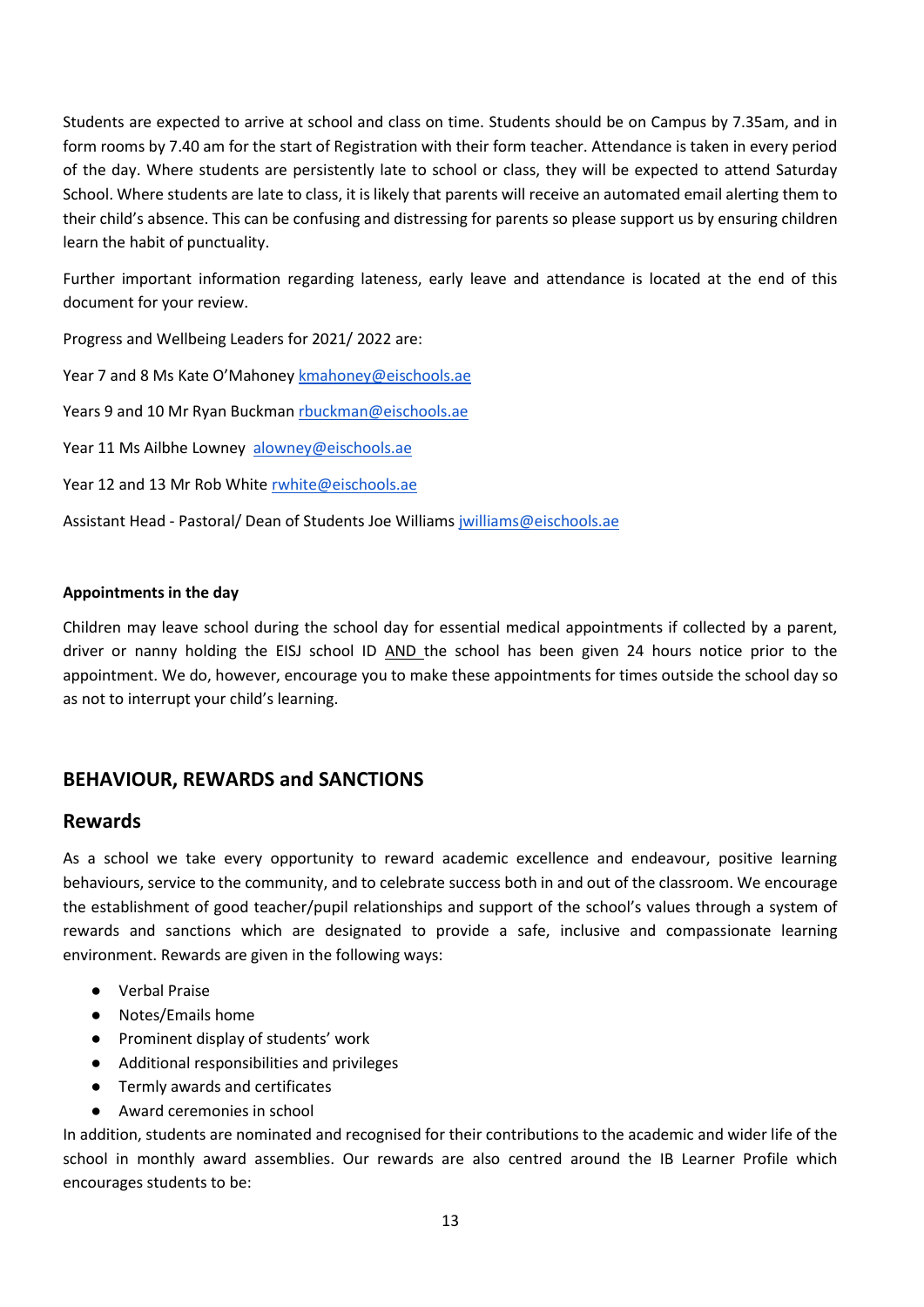Students are expected to arrive at school and class on time. Students should be on Campus by 7.35am, and in form rooms by 7.40 am for the start of Registration with their form teacher. Attendance is taken in every period of the day. Where students are persistently late to school or class, they will be expected to attend Saturday School. Where students are late to class, it is likely that parents will receive an automated email alerting them to their child's absence. This can be confusing and distressing for parents so please support us by ensuring children learn the habit of punctuality.

Further important information regarding lateness, early leave and attendance is located at the end of this document for your review.

Progress and Wellbeing Leaders for 2021/ 2022 are:

Year 7 and 8 Ms Kate O'Mahoney kmahoney@eischools.ae

Years 9 and 10 Mr Ryan Buckman rbuckman@eischools.ae

Year 11 Ms Ailbhe Lowney alowney@eischools.ae

Year 12 and 13 Mr Rob White rwhite@eischools.ae

Assistant Head - Pastoral/ Dean of Students Joe Williams jwilliams@eischools.ae

**Appointments in the day**

Children may leave school during the school day for essential medical appointments if collected by a parent, driver or nanny holding the EISJ school ID AND the school has been given 24 hours notice prior to the appointment. We do, however, encourage you to make these appointments for times outside the school day so as not to interrupt your child's learning.

## BEHAVIOUR, REWARDS and SANCTIONS

## Rewards

As a school we take every opportunity to reward academic excellence and endeavour, positive learning behaviours, service to the community, and to celebrate success both in and out of the classroom. We encourage the establishment of good teacher/pupil relationships and support of the school's values through a system of rewards and sanctions which are designated to provide a safe, inclusive and compassionate learning environment. Rewards are given in the following ways:

- Verbal Praise
- Notes/Emails home
- Prominent display of students' work
- Additional responsibilities and privileges
- Termly awards and certificates
- Award ceremonies in school

In addition, students are nominated and recognised for their contributions to the academic and wider life of the school in monthly award assemblies. Our rewards are also centred around the IB Learner Profile which encourages students to be: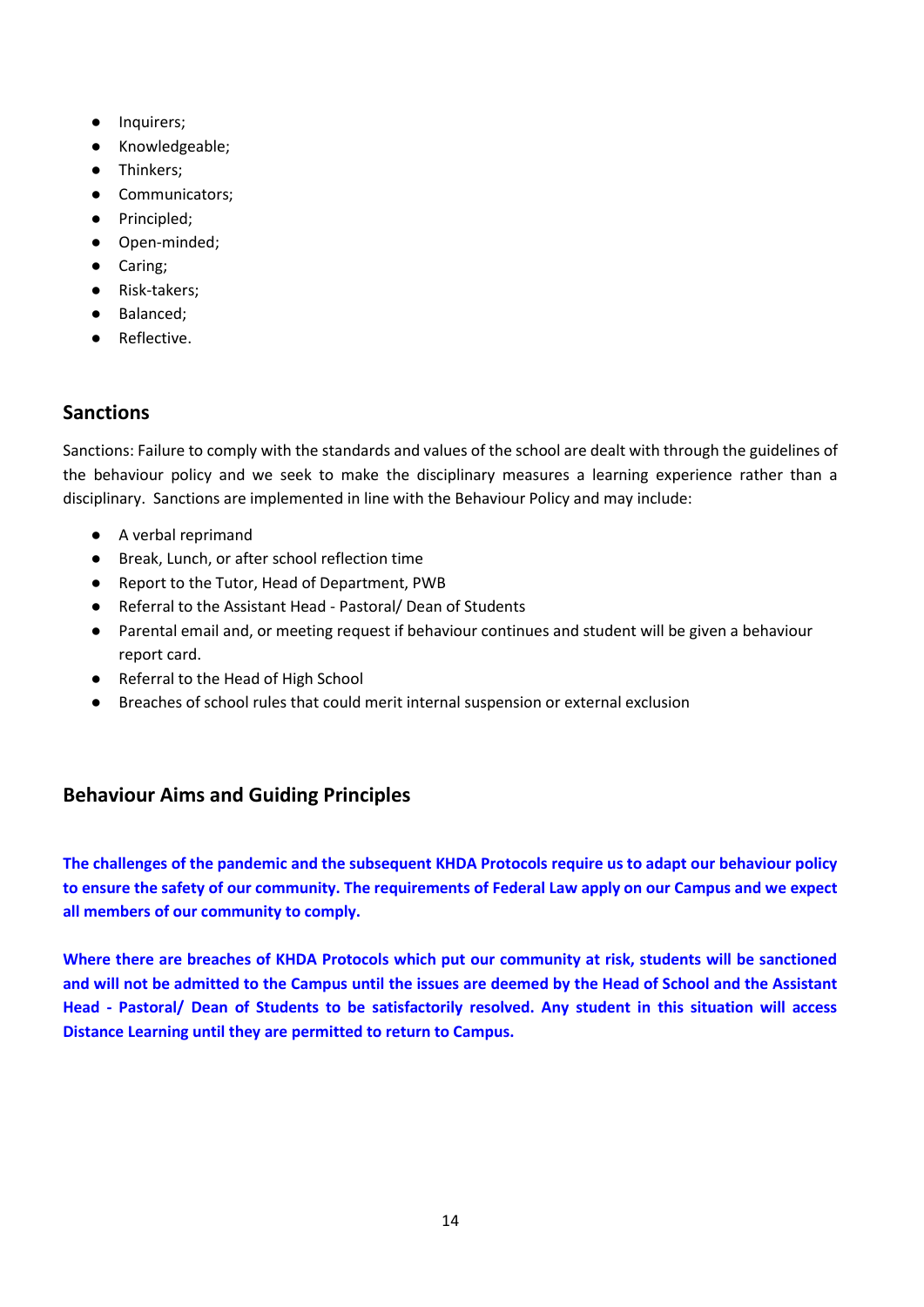- Inquirers;
- Knowledgeable;
- Thinkers;
- Communicators;
- Principled;
- Open-minded;
- Caring;
- Risk-takers;
- Balanced;
- Reflective.

## Sanctions

Sanctions: Failure to comply with the standards and values of the school are dealt with through the guidelines of the behaviour policy and we seek to make the disciplinary measures a learning experience rather than a disciplinary. Sanctions are implemented in line with the Behaviour Policy and may include:

- A verbal reprimand
- Break, Lunch, or after school reflection time
- Report to the Tutor, Head of Department, PWB
- Referral to the Assistant Head - Pastoral/ Dean of Students
- Parental email and, or meeting request if behaviour continues and student will be given a behaviour report card.
- Referral to the Head of High School
- Breaches of school rules that could merit internal suspension or external exclusion

## Behaviour Aims and Guiding Principles

**The challenges of the pandemic and the subsequent KHDA Protocols require us to adapt our behaviour policy to ensure the safety of our community. The requirements of Federal Law apply on our Campus and we expect all members of our community to comply.**

**Where there are breaches of KHDA Protocols which put our community at risk, students will be sanctioned and will not be admitted to the Campus until the issues are deemed by the Head of School and the Assistant Head - Pastoral/ Dean of Students to be satisfactorily resolved. Any student in this situation will access Distance Learning until they are permitted to return to Campus.**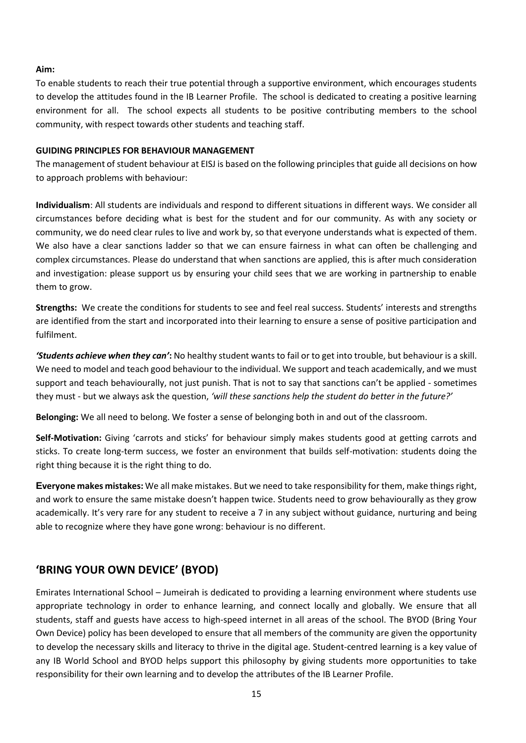**Aim:**

To enable students to reach their true potential through a supportive environment, which encourages students to develop the attitudes found in the IB Learner Profile. The school is dedicated to creating a positive learning environment for all. The school expects all students to be positive contributing members to the school community, with respect towards other students and teaching staff.

**GUIDING PRINCIPLES FOR BEHAVIOUR MANAGEMENT**

The management of student behaviour at EISJ is based on the following principles that guide all decisions on how to approach problems with behaviour:

**Individualism**: All students are individuals and respond to different situations in different ways. We consider all circumstances before deciding what is best for the student and for our community. As with any society or community, we do need clear rules to live and work by, so that everyone understands what is expected of them. We also have a clear sanctions ladder so that we can ensure fairness in what can often be challenging and complex circumstances. Please do understand that when sanctions are applied, this is after much consideration and investigation: please support us by ensuring your child sees that we are working in partnership to enable them to grow.

**Strengths:** We create the conditions for students to see and feel real success. Students' interests and strengths are identified from the start and incorporated into their learning to ensure a sense of positive participation and fulfilment.

***'Students achieve when they can'*:** No healthy student wants to fail or to get into trouble, but behaviour is a skill. We need to model and teach good behaviour to the individual. We support and teach academically, and we must support and teach behaviourally, not just punish. That is not to say that sanctions can't be applied - sometimes they must - but we always ask the question, *'will these sanctions help the student do better in the future?'*

**Belonging:** We all need to belong. We foster a sense of belonging both in and out of the classroom.

**Self-Motivation:** Giving 'carrots and sticks' for behaviour simply makes students good at getting carrots and sticks. To create long-term success, we foster an environment that builds self-motivation: students doing the right thing because it is the right thing to do.

**Everyone makes mistakes:** We all make mistakes. But we need to take responsibility for them, make things right, and work to ensure the same mistake doesn't happen twice. Students need to grow behaviourally as they grow academically. It's very rare for any student to receive a 7 in any subject without guidance, nurturing and being able to recognize where they have gone wrong: behaviour is no different.

## 'BRING YOUR OWN DEVICE' (BYOD)

Emirates International School – Jumeirah is dedicated to providing a learning environment where students use appropriate technology in order to enhance learning, and connect locally and globally. We ensure that all students, staff and guests have access to high-speed internet in all areas of the school. The BYOD (Bring Your Own Device) policy has been developed to ensure that all members of the community are given the opportunity to develop the necessary skills and literacy to thrive in the digital age. Student-centred learning is a key value of any IB World School and BYOD helps support this philosophy by giving students more opportunities to take responsibility for their own learning and to develop the attributes of the IB Learner Profile.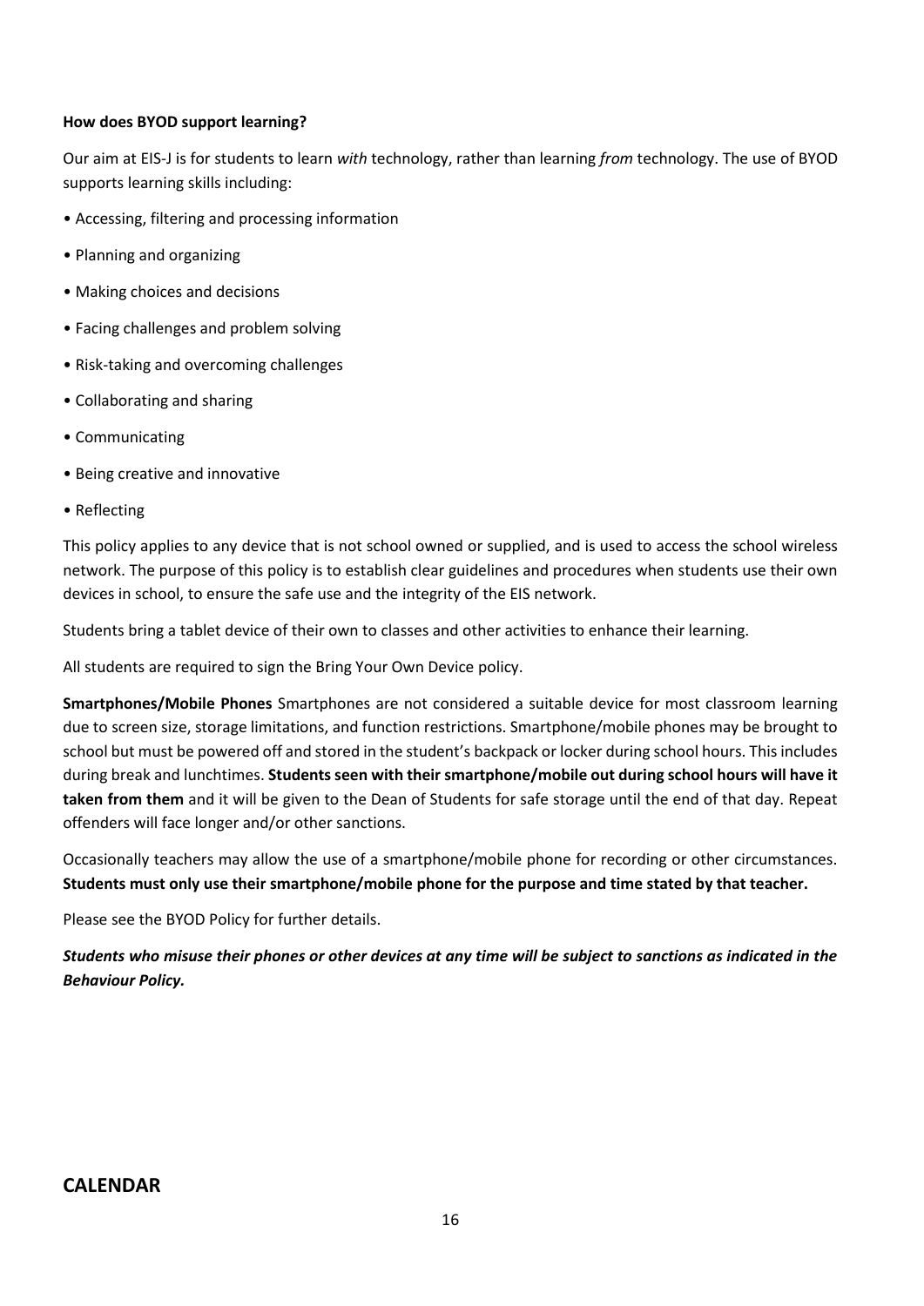**How does BYOD support learning?**

Our aim at EIS-J is for students to learn *with* technology, rather than learning *from* technology. The use of BYOD supports learning skills including:

- Accessing, filtering and processing information
- Planning and organizing
- Making choices and decisions
- Facing challenges and problem solving
- Risk-taking and overcoming challenges
- Collaborating and sharing
- Communicating
- Being creative and innovative
- Reflecting

This policy applies to any device that is not school owned or supplied, and is used to access the school wireless network. The purpose of this policy is to establish clear guidelines and procedures when students use their own devices in school, to ensure the safe use and the integrity of the EIS network.

Students bring a tablet device of their own to classes and other activities to enhance their learning.

All students are required to sign the Bring Your Own Device policy.

**Smartphones/Mobile Phones** Smartphones are not considered a suitable device for most classroom learning due to screen size, storage limitations, and function restrictions. Smartphone/mobile phones may be brought to school but must be powered off and stored in the student's backpack or locker during school hours. This includes during break and lunchtimes. **Students seen with their smartphone/mobile out during school hours will have it taken from them** and it will be given to the Dean of Students for safe storage until the end of that day. Repeat offenders will face longer and/or other sanctions.

Occasionally teachers may allow the use of a smartphone/mobile phone for recording or other circumstances. **Students must only use their smartphone/mobile phone for the purpose and time stated by that teacher.**

Please see the BYOD Policy for further details.

***Students who misuse their phones or other devices at any time will be subject to sanctions as indicated in the Behaviour Policy.***

## CALENDAR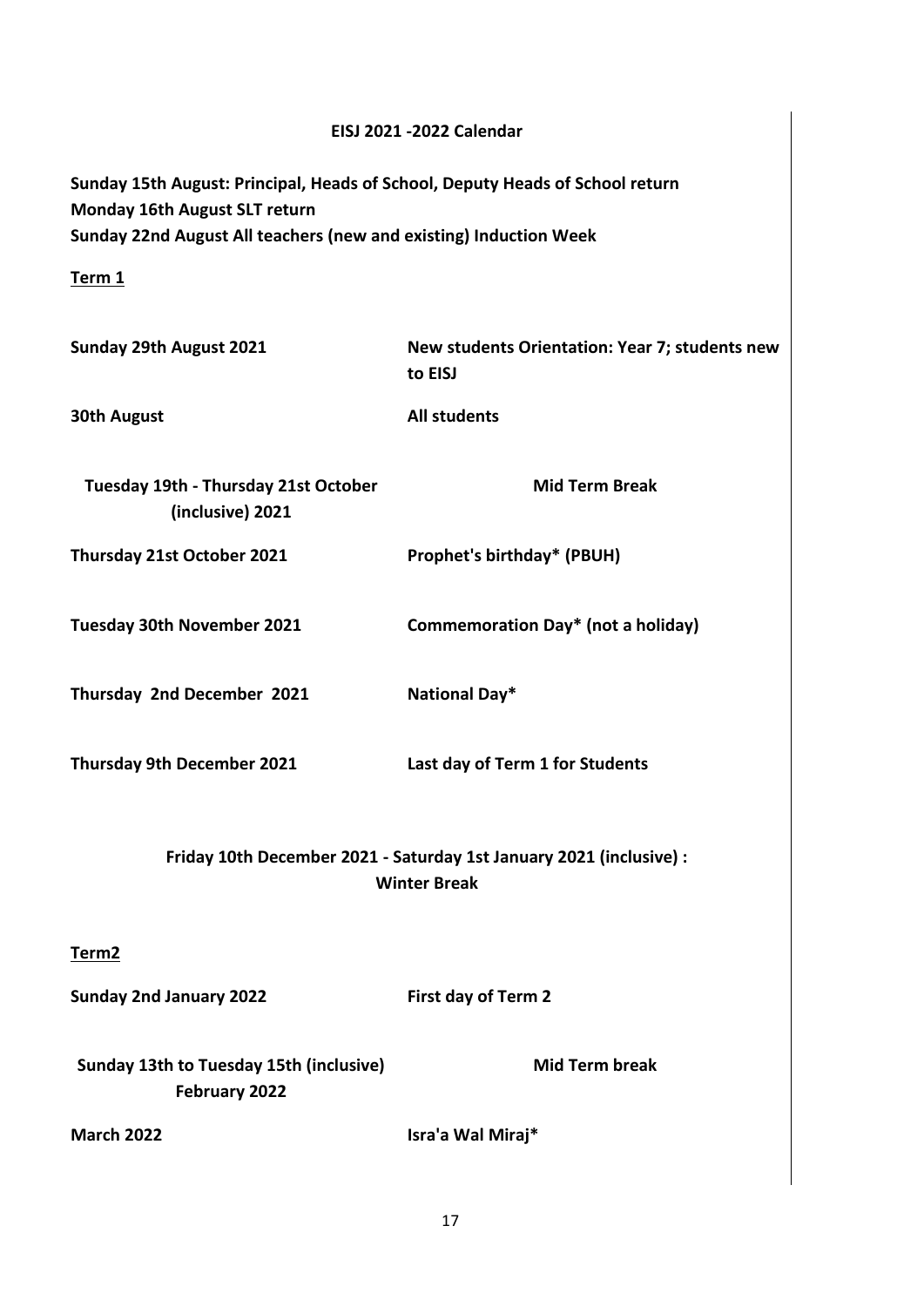**EISJ 2021 -2022 Calendar**

**Sunday 15th August: Principal, Heads of School, Deputy Heads of School return**
**Monday 16th August SLT return**
**Sunday 22nd August All teachers (new and existing) Induction Week**

**Term 1**

| | |
|---|---|
| **Sunday 29th August 2021** | **New students Orientation: Year 7; students new to EISJ** |
| **30th August** | **All students** |
| **Tuesday 19th - Thursday 21st October (inclusive) 2021** | **Mid Term Break** |
| **Thursday 21st October 2021** | **Prophet's birthday* (PBUH)** |
| **Tuesday 30th November 2021** | **Commemoration Day* (not a holiday)** |
| **Thursday 2nd December 2021** | **National Day*** |
| **Thursday 9th December 2021** | **Last day of Term 1 for Students** |

**Friday 10th December 2021 - Saturday 1st January 2021 (inclusive) : Winter Break**

**Term2**

| | |
|---|---|
| **Sunday 2nd January 2022** | **First day of Term 2** |
| **Sunday 13th to Tuesday 15th (inclusive) February 2022** | **Mid Term break** |
| **March 2022** | **Isra'a Wal Miraj*** |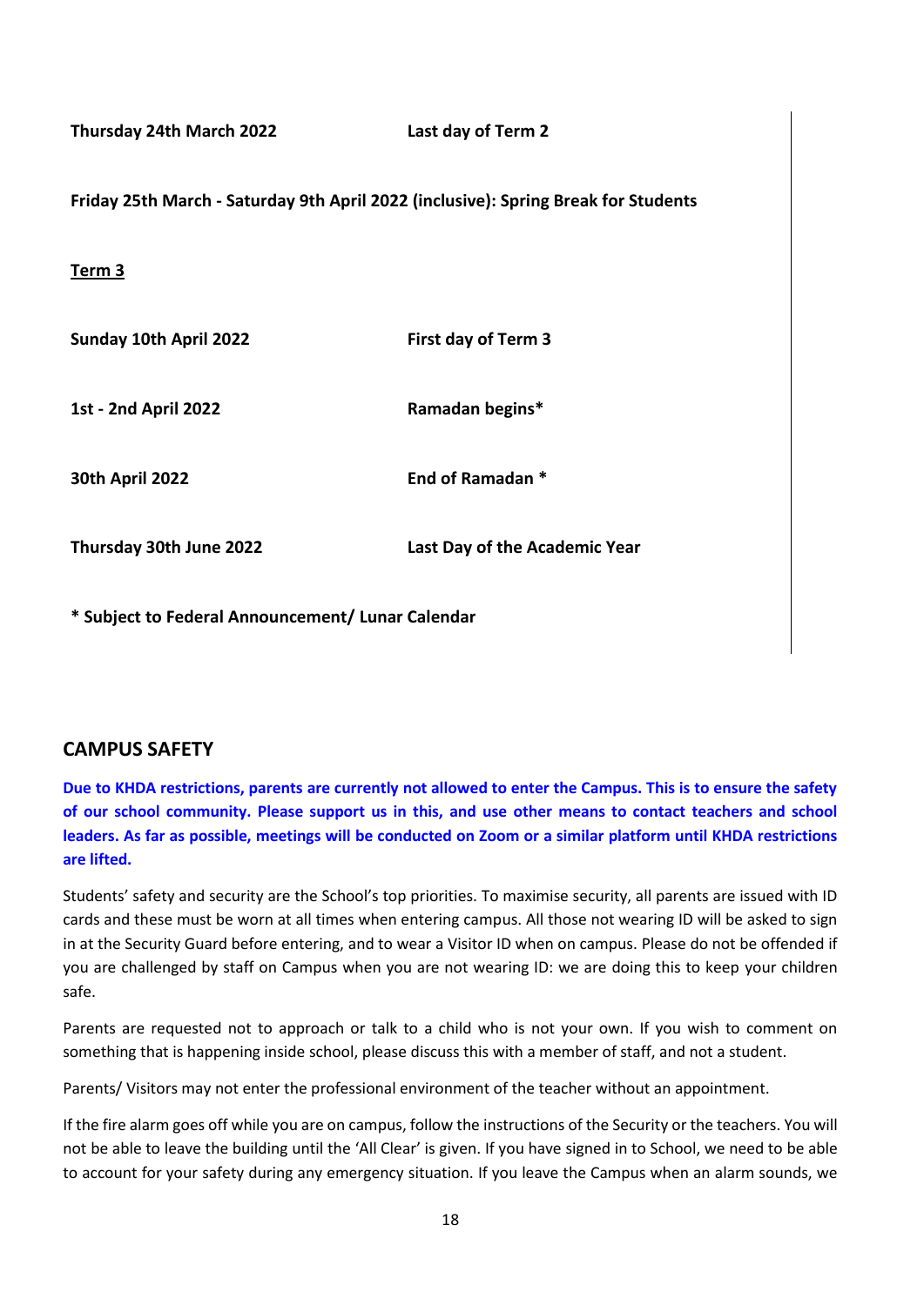| | |
|---|---|
| **Thursday 24th March 2022** | **Last day of Term 2** |

**Friday 25th March - Saturday 9th April 2022 (inclusive): Spring Break for Students**

**Term 3**

| | |
|---|---|
| **Sunday 10th April 2022** | **First day of Term 3** |
| **1st - 2nd April 2022** | **Ramadan begins*** |
| **30th April 2022** | **End of Ramadan *** |
| **Thursday 30th June 2022** | **Last Day of the Academic Year** |

**\* Subject to Federal Announcement/ Lunar Calendar**

## CAMPUS SAFETY

**Due to KHDA restrictions, parents are currently not allowed to enter the Campus. This is to ensure the safety of our school community. Please support us in this, and use other means to contact teachers and school leaders. As far as possible, meetings will be conducted on Zoom or a similar platform until KHDA restrictions are lifted.**

Students' safety and security are the School's top priorities. To maximise security, all parents are issued with ID cards and these must be worn at all times when entering campus. All those not wearing ID will be asked to sign in at the Security Guard before entering, and to wear a Visitor ID when on campus. Please do not be offended if you are challenged by staff on Campus when you are not wearing ID: we are doing this to keep your children safe.

Parents are requested not to approach or talk to a child who is not your own. If you wish to comment on something that is happening inside school, please discuss this with a member of staff, and not a student.

Parents/ Visitors may not enter the professional environment of the teacher without an appointment.

If the fire alarm goes off while you are on campus, follow the instructions of the Security or the teachers. You will not be able to leave the building until the 'All Clear' is given. If you have signed in to School, we need to be able to account for your safety during any emergency situation. If you leave the Campus when an alarm sounds, we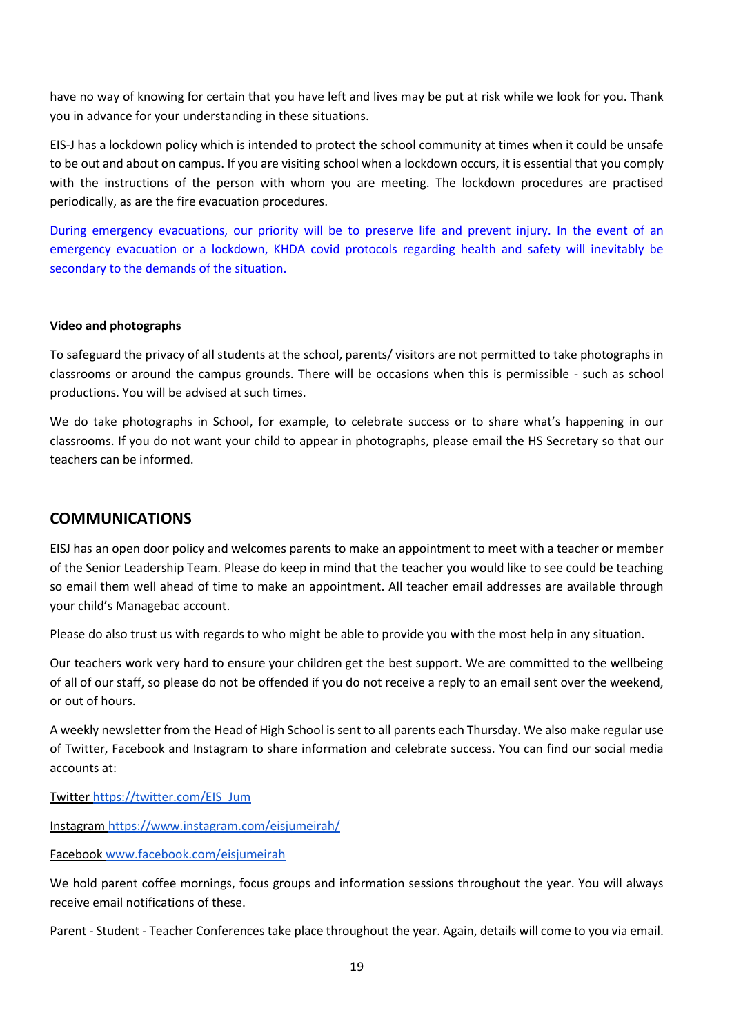have no way of knowing for certain that you have left and lives may be put at risk while we look for you. Thank you in advance for your understanding in these situations.

EIS-J has a lockdown policy which is intended to protect the school community at times when it could be unsafe to be out and about on campus. If you are visiting school when a lockdown occurs, it is essential that you comply with the instructions of the person with whom you are meeting. The lockdown procedures are practised periodically, as are the fire evacuation procedures.

During emergency evacuations, our priority will be to preserve life and prevent injury. In the event of an emergency evacuation or a lockdown, KHDA covid protocols regarding health and safety will inevitably be secondary to the demands of the situation.

**Video and photographs**

To safeguard the privacy of all students at the school, parents/ visitors are not permitted to take photographs in classrooms or around the campus grounds. There will be occasions when this is permissible - such as school productions. You will be advised at such times.

We do take photographs in School, for example, to celebrate success or to share what's happening in our classrooms. If you do not want your child to appear in photographs, please email the HS Secretary so that our teachers can be informed.

## COMMUNICATIONS

EISJ has an open door policy and welcomes parents to make an appointment to meet with a teacher or member of the Senior Leadership Team. Please do keep in mind that the teacher you would like to see could be teaching so email them well ahead of time to make an appointment. All teacher email addresses are available through your child's Managebac account.

Please do also trust us with regards to who might be able to provide you with the most help in any situation.

Our teachers work very hard to ensure your children get the best support. We are committed to the wellbeing of all of our staff, so please do not be offended if you do not receive a reply to an email sent over the weekend, or out of hours.

A weekly newsletter from the Head of High School is sent to all parents each Thursday. We also make regular use of Twitter, Facebook and Instagram to share information and celebrate success. You can find our social media accounts at:

Twitter https://twitter.com/EIS_Jum

Instagram https://www.instagram.com/eisjumeirah/

Facebook www.facebook.com/eisjumeirah

We hold parent coffee mornings, focus groups and information sessions throughout the year. You will always receive email notifications of these.

Parent - Student - Teacher Conferences take place throughout the year. Again, details will come to you via email.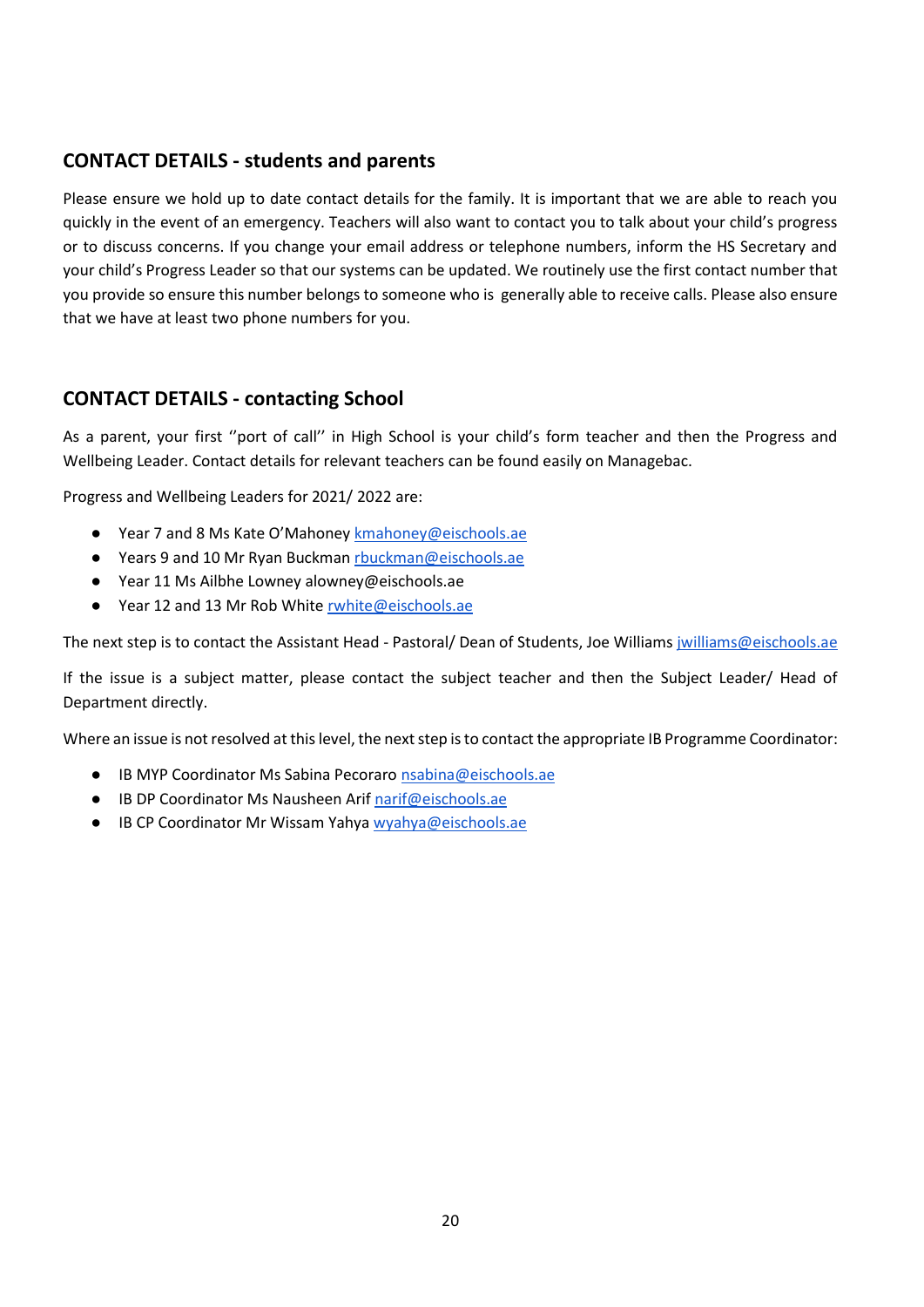## CONTACT DETAILS - students and parents

Please ensure we hold up to date contact details for the family. It is important that we are able to reach you quickly in the event of an emergency. Teachers will also want to contact you to talk about your child's progress or to discuss concerns. If you change your email address or telephone numbers, inform the HS Secretary and your child's Progress Leader so that our systems can be updated. We routinely use the first contact number that you provide so ensure this number belongs to someone who is generally able to receive calls. Please also ensure that we have at least two phone numbers for you.

## CONTACT DETAILS - contacting School

As a parent, your first ''port of call'' in High School is your child's form teacher and then the Progress and Wellbeing Leader. Contact details for relevant teachers can be found easily on Managebac.

Progress and Wellbeing Leaders for 2021/ 2022 are:

- Year 7 and 8 Ms Kate O'Mahoney kmahoney@eischools.ae
- Years 9 and 10 Mr Ryan Buckman rbuckman@eischools.ae
- Year 11 Ms Ailbhe Lowney alowney@eischools.ae
- Year 12 and 13 Mr Rob White rwhite@eischools.ae

The next step is to contact the Assistant Head - Pastoral/ Dean of Students, Joe Williams jwilliams@eischools.ae

If the issue is a subject matter, please contact the subject teacher and then the Subject Leader/ Head of Department directly.

Where an issue is not resolved at this level, the next step is to contact the appropriate IB Programme Coordinator:

- IB MYP Coordinator Ms Sabina Pecoraro nsabina@eischools.ae
- IB DP Coordinator Ms Nausheen Arif narif@eischools.ae
- IB CP Coordinator Mr Wissam Yahya wyahya@eischools.ae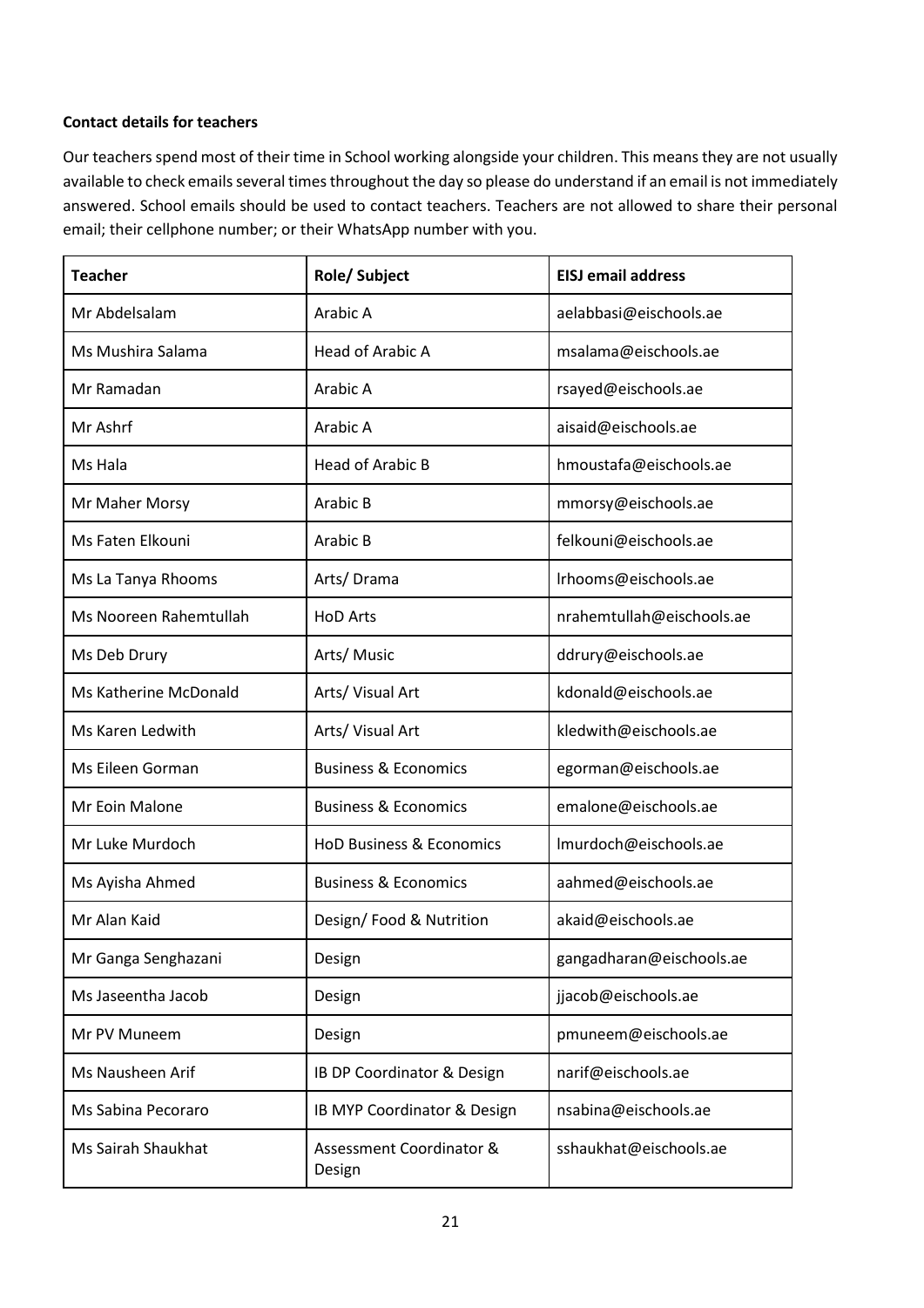**Contact details for teachers**

Our teachers spend most of their time in School working alongside your children. This means they are not usually available to check emails several times throughout the day so please do understand if an email is not immediately answered. School emails should be used to contact teachers. Teachers are not allowed to share their personal email; their cellphone number; or their WhatsApp number with you.

| Teacher | Role/ Subject | EISJ email address |
|---|---|---|
| Mr Abdelsalam | Arabic A | aelabbasi@eischools.ae |
| Ms Mushira Salama | Head of Arabic A | msalama@eischools.ae |
| Mr Ramadan | Arabic A | rsayed@eischools.ae |
| Mr Ashrf | Arabic A | aisaid@eischools.ae |
| Ms Hala | Head of Arabic B | hmoustafa@eischools.ae |
| Mr Maher Morsy | Arabic B | mmorsy@eischools.ae |
| Ms Faten Elkouni | Arabic B | felkouni@eischools.ae |
| Ms La Tanya Rhooms | Arts/ Drama | lrhooms@eischools.ae |
| Ms Nooreen Rahemtullah | HoD Arts | nrahemtullah@eischools.ae |
| Ms Deb Drury | Arts/ Music | ddrury@eischools.ae |
| Ms Katherine McDonald | Arts/ Visual Art | kdonald@eischools.ae |
| Ms Karen Ledwith | Arts/ Visual Art | kledwith@eischools.ae |
| Ms Eileen Gorman | Business & Economics | egorman@eischools.ae |
| Mr Eoin Malone | Business & Economics | emalone@eischools.ae |
| Mr Luke Murdoch | HoD Business & Economics | lmurdoch@eischools.ae |
| Ms Ayisha Ahmed | Business & Economics | aahmed@eischools.ae |
| Mr Alan Kaid | Design/ Food & Nutrition | akaid@eischools.ae |
| Mr Ganga Senghazani | Design | gangadharan@eischools.ae |
| Ms Jaseentha Jacob | Design | jjacob@eischools.ae |
| Mr PV Muneem | Design | pmuneem@eischools.ae |
| Ms Nausheen Arif | IB DP Coordinator & Design | narif@eischools.ae |
| Ms Sabina Pecoraro | IB MYP Coordinator & Design | nsabina@eischools.ae |
| Ms Sairah Shaukhat | Assessment Coordinator & Design | sshaukhat@eischools.ae |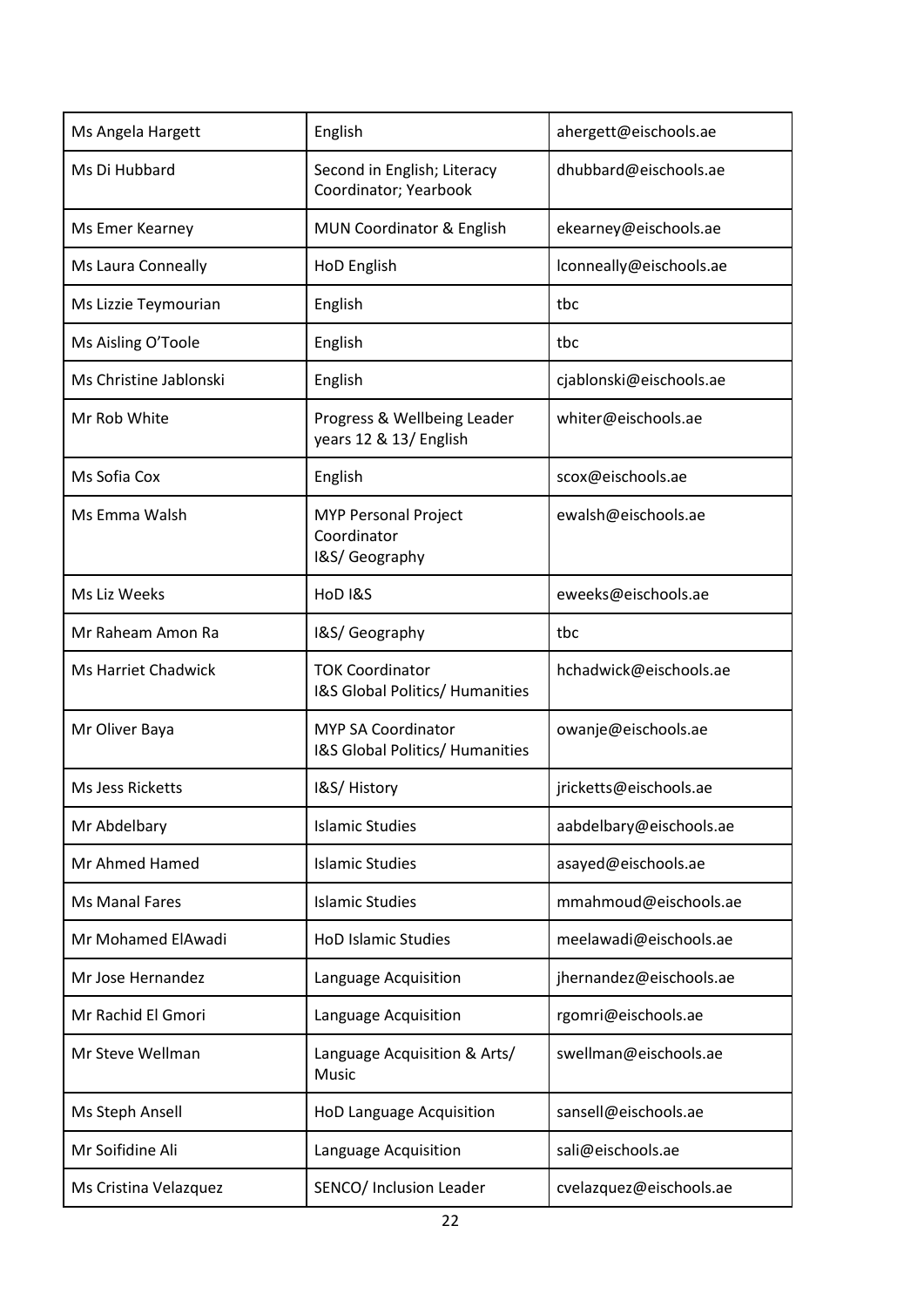| Ms Angela Hargett | English | ahergett@eischools.ae |
|---|---|---|
| Ms Di Hubbard | Second in English; Literacy Coordinator; Yearbook | dhubbard@eischools.ae |
| Ms Emer Kearney | MUN Coordinator & English | ekearney@eischools.ae |
| Ms Laura Conneally | HoD English | lconneally@eischools.ae |
| Ms Lizzie Teymourian | English | tbc |
| Ms Aisling O'Toole | English | tbc |
| Ms Christine Jablonski | English | cjablonski@eischools.ae |
| Mr Rob White | Progress & Wellbeing Leader years 12 & 13/ English | whiter@eischools.ae |
| Ms Sofia Cox | English | scox@eischools.ae |
| Ms Emma Walsh | MYP Personal Project Coordinator I&S/ Geography | ewalsh@eischools.ae |
| Ms Liz Weeks | HoD I&S | eweeks@eischools.ae |
| Mr Raheam Amon Ra | I&S/ Geography | tbc |
| Ms Harriet Chadwick | TOK Coordinator I&S Global Politics/ Humanities | hchadwick@eischools.ae |
| Mr Oliver Baya | MYP SA Coordinator I&S Global Politics/ Humanities | owanje@eischools.ae |
| Ms Jess Ricketts | I&S/ History | jricketts@eischools.ae |
| Mr Abdelbary | Islamic Studies | aabdelbary@eischools.ae |
| Mr Ahmed Hamed | Islamic Studies | asayed@eischools.ae |
| Ms Manal Fares | Islamic Studies | mmahmoud@eischools.ae |
| Mr Mohamed ElAwadi | HoD Islamic Studies | meelawadi@eischools.ae |
| Mr Jose Hernandez | Language Acquisition | jhernandez@eischools.ae |
| Mr Rachid El Gmori | Language Acquisition | rgomri@eischools.ae |
| Mr Steve Wellman | Language Acquisition & Arts/ Music | swellman@eischools.ae |
| Ms Steph Ansell | HoD Language Acquisition | sansell@eischools.ae |
| Mr Soifidine Ali | Language Acquisition | sali@eischools.ae |
| Ms Cristina Velazquez | SENCO/ Inclusion Leader | cvelazquez@eischools.ae |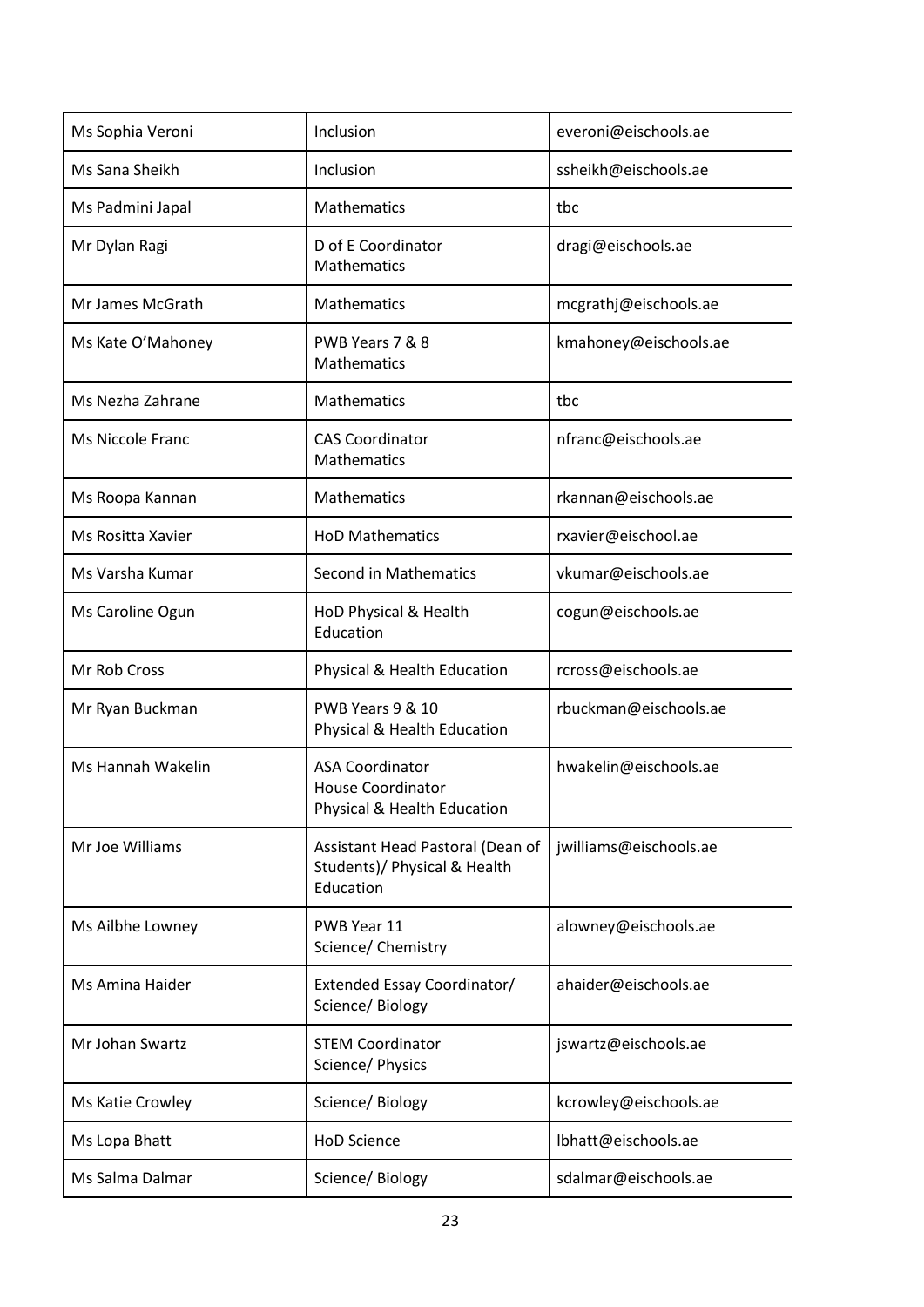| | | |
|---|---|---|
| Ms Sophia Veroni | Inclusion | everoni@eischools.ae |
| Ms Sana Sheikh | Inclusion | ssheikh@eischools.ae |
| Ms Padmini Japal | Mathematics | tbc |
| Mr Dylan Ragi | D of E Coordinator<br>Mathematics | dragi@eischools.ae |
| Mr James McGrath | Mathematics | mcgrathj@eischools.ae |
| Ms Kate O'Mahoney | PWB Years 7 & 8<br>Mathematics | kmahoney@eischools.ae |
| Ms Nezha Zahrane | Mathematics | tbc |
| Ms Niccole Franc | CAS Coordinator<br>Mathematics | nfranc@eischools.ae |
| Ms Roopa Kannan | Mathematics | rkannan@eischools.ae |
| Ms Rositta Xavier | HoD Mathematics | rxavier@eischool.ae |
| Ms Varsha Kumar | Second in Mathematics | vkumar@eischools.ae |
| Ms Caroline Ogun | HoD Physical & Health Education | cogun@eischools.ae |
| Mr Rob Cross | Physical & Health Education | rcross@eischools.ae |
| Mr Ryan Buckman | PWB Years 9 & 10<br>Physical & Health Education | rbuckman@eischools.ae |
| Ms Hannah Wakelin | ASA Coordinator<br>House Coordinator<br>Physical & Health Education | hwakelin@eischools.ae |
| Mr Joe Williams | Assistant Head Pastoral (Dean of Students)/ Physical & Health Education | jwilliams@eischools.ae |
| Ms Ailbhe Lowney | PWB Year 11<br>Science/ Chemistry | alowney@eischools.ae |
| Ms Amina Haider | Extended Essay Coordinator/ Science/ Biology | ahaider@eischools.ae |
| Mr Johan Swartz | STEM Coordinator<br>Science/ Physics | jswartz@eischools.ae |
| Ms Katie Crowley | Science/ Biology | kcrowley@eischools.ae |
| Ms Lopa Bhatt | HoD Science | lbhatt@eischools.ae |
| Ms Salma Dalmar | Science/ Biology | sdalmar@eischools.ae |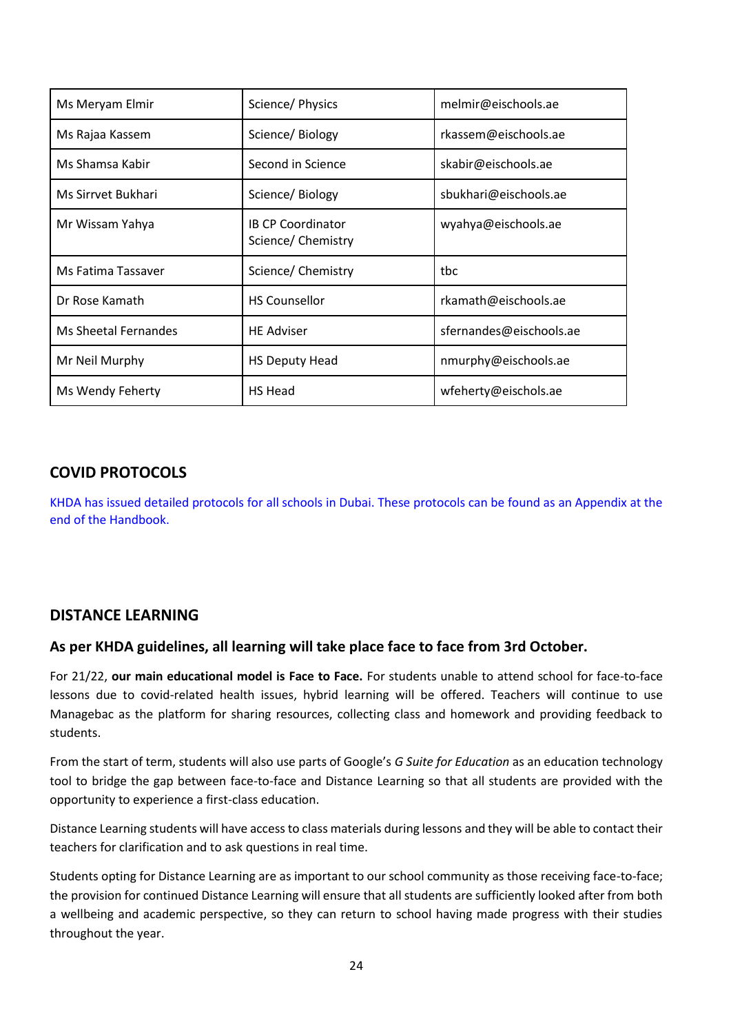| Ms Meryam Elmir | Science/ Physics | melmir@eischools.ae |
|---|---|---|
| Ms Rajaa Kassem | Science/ Biology | rkassem@eischools.ae |
| Ms Shamsa Kabir | Second in Science | skabir@eischools.ae |
| Ms Sirrvet Bukhari | Science/ Biology | sbukhari@eischools.ae |
| Mr Wissam Yahya | IB CP Coordinator<br>Science/ Chemistry | wyahya@eischools.ae |
| Ms Fatima Tassaver | Science/ Chemistry | tbc |
| Dr Rose Kamath | HS Counsellor | rkamath@eischools.ae |
| Ms Sheetal Fernandes | HE Adviser | sfernandes@eischools.ae |
| Mr Neil Murphy | HS Deputy Head | nmurphy@eischools.ae |
| Ms Wendy Feherty | HS Head | wfeherty@eischols.ae |

## COVID PROTOCOLS

KHDA has issued detailed protocols for all schools in Dubai. These protocols can be found as an Appendix at the end of the Handbook.

## DISTANCE LEARNING

### As per KHDA guidelines, all learning will take place face to face from 3rd October.

For 21/22, **our main educational model is Face to Face.** For students unable to attend school for face-to-face lessons due to covid-related health issues, hybrid learning will be offered. Teachers will continue to use Managebac as the platform for sharing resources, collecting class and homework and providing feedback to students.

From the start of term, students will also use parts of Google's *G Suite for Education* as an education technology tool to bridge the gap between face-to-face and Distance Learning so that all students are provided with the opportunity to experience a first-class education.

Distance Learning students will have access to class materials during lessons and they will be able to contact their teachers for clarification and to ask questions in real time.

Students opting for Distance Learning are as important to our school community as those receiving face-to-face; the provision for continued Distance Learning will ensure that all students are sufficiently looked after from both a wellbeing and academic perspective, so they can return to school having made progress with their studies throughout the year.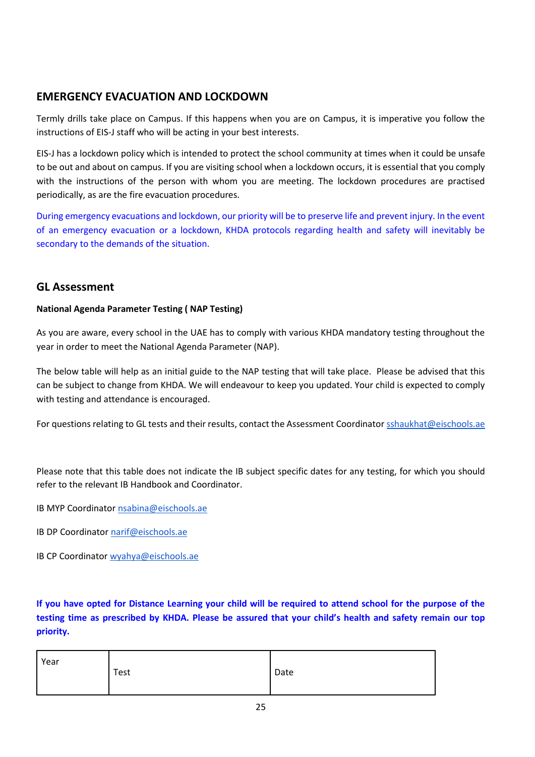## EMERGENCY EVACUATION AND LOCKDOWN

Termly drills take place on Campus. If this happens when you are on Campus, it is imperative you follow the instructions of EIS-J staff who will be acting in your best interests.

EIS-J has a lockdown policy which is intended to protect the school community at times when it could be unsafe to be out and about on campus. If you are visiting school when a lockdown occurs, it is essential that you comply with the instructions of the person with whom you are meeting. The lockdown procedures are practised periodically, as are the fire evacuation procedures.

During emergency evacuations and lockdown, our priority will be to preserve life and prevent injury. In the event of an emergency evacuation or a lockdown, KHDA protocols regarding health and safety will inevitably be secondary to the demands of the situation.

## GL Assessment

**National Agenda Parameter Testing ( NAP Testing)**

As you are aware, every school in the UAE has to comply with various KHDA mandatory testing throughout the year in order to meet the National Agenda Parameter (NAP).

The below table will help as an initial guide to the NAP testing that will take place. Please be advised that this can be subject to change from KHDA. We will endeavour to keep you updated. Your child is expected to comply with testing and attendance is encouraged.

For questions relating to GL tests and their results, contact the Assessment Coordinator sshaukhat@eischools.ae

Please note that this table does not indicate the IB subject specific dates for any testing, for which you should refer to the relevant IB Handbook and Coordinator.

IB MYP Coordinator nsabina@eischools.ae

IB DP Coordinator narif@eischools.ae

IB CP Coordinator wyahya@eischools.ae

**If you have opted for Distance Learning your child will be required to attend school for the purpose of the testing time as prescribed by KHDA. Please be assured that your child's health and safety remain our top priority.**

| Year | Test | Date |
|---|---|---|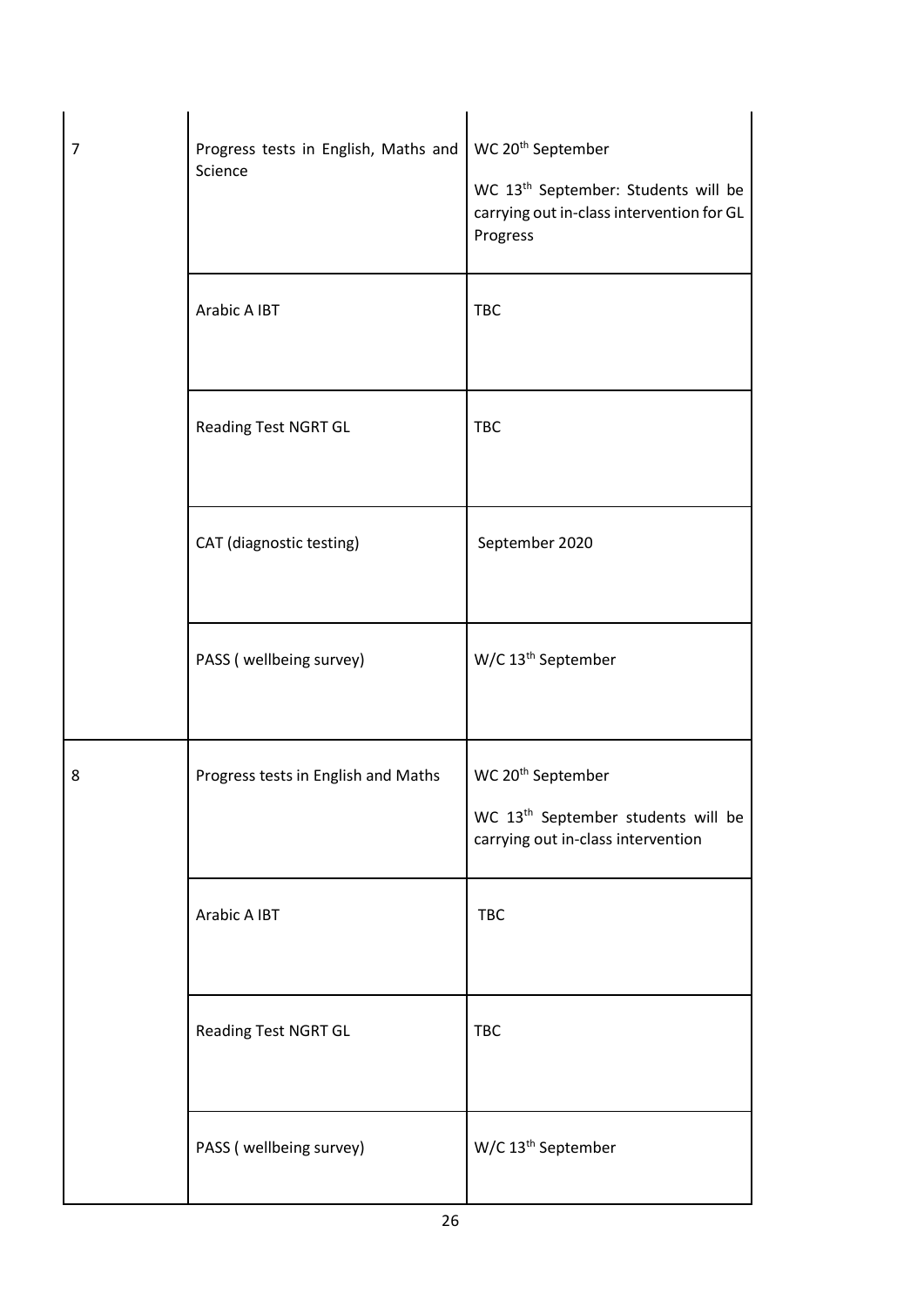| | | |
|---|---|---|
| 7 | Progress tests in English, Maths and Science | WC 20th September<br><br>WC 13th September: Students will be carrying out in-class intervention for GL Progress |
| | Arabic A IBT | TBC |
| | Reading Test NGRT GL | TBC |
| | CAT (diagnostic testing) | September 2020 |
| | PASS ( wellbeing survey) | W/C 13th September |
| 8 | Progress tests in English and Maths | WC 20th September<br><br>WC 13th September students will be carrying out in-class intervention |
| | Arabic A IBT | TBC |
| | Reading Test NGRT GL | TBC |
| | PASS ( wellbeing survey) | W/C 13th September |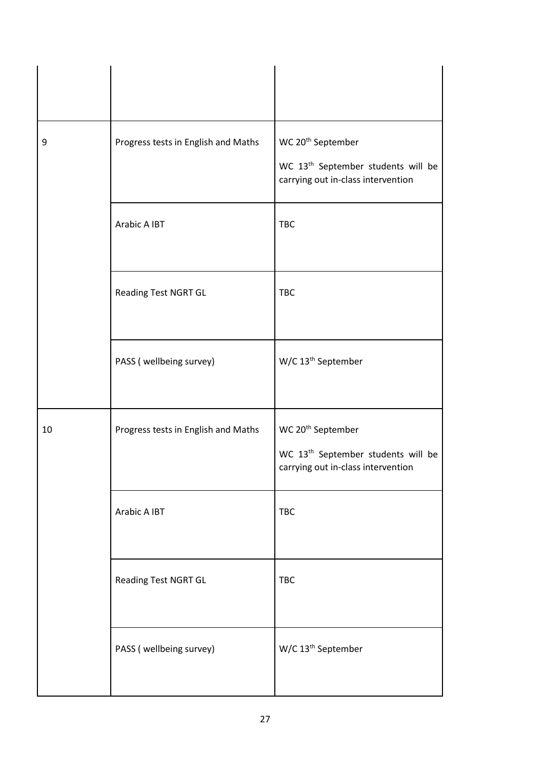| | | |
|---|---|---|
| | | |
| 9 | Progress tests in English and Maths | WC 20th September<br><br>WC 13th September students will be carrying out in-class intervention |
| | Arabic A IBT | TBC |
| | Reading Test NGRT GL | TBC |
| | PASS ( wellbeing survey) | W/C 13th September |
| 10 | Progress tests in English and Maths | WC 20th September<br><br>WC 13th September students will be carrying out in-class intervention |
| | Arabic A IBT | TBC |
| | Reading Test NGRT GL | TBC |
| | PASS ( wellbeing survey) | W/C 13th September |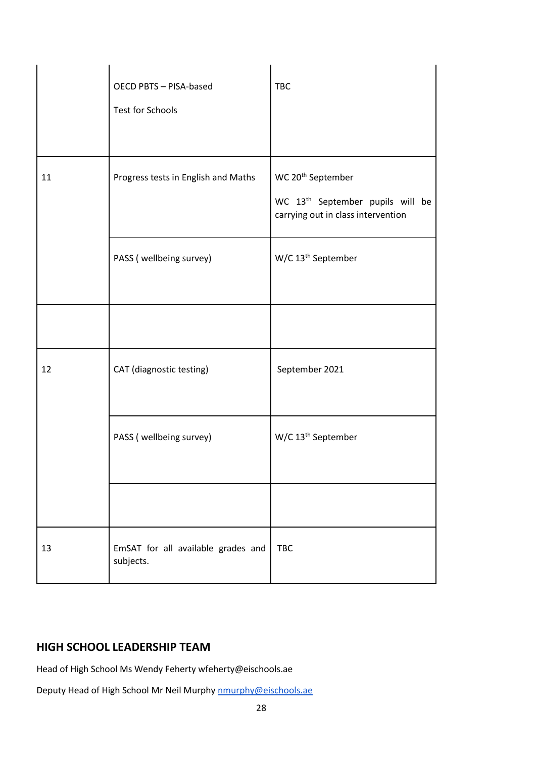| | | |
|---|---|---|
| | OECD PBTS – PISA-based Test for Schools | TBC |
| 11 | Progress tests in English and Maths | WC 20th September<br>WC 13th September pupils will be carrying out in class intervention |
| | PASS ( wellbeing survey) | W/C 13th September |
| | | |
| 12 | CAT (diagnostic testing) | September 2021 |
| | PASS ( wellbeing survey) | W/C 13th September |
| | | |
| 13 | EmSAT for all available grades and subjects. | TBC |

## HIGH SCHOOL LEADERSHIP TEAM

Head of High School Ms Wendy Feherty wfeherty@eischools.ae

Deputy Head of High School Mr Neil Murphy nmurphy@eischools.ae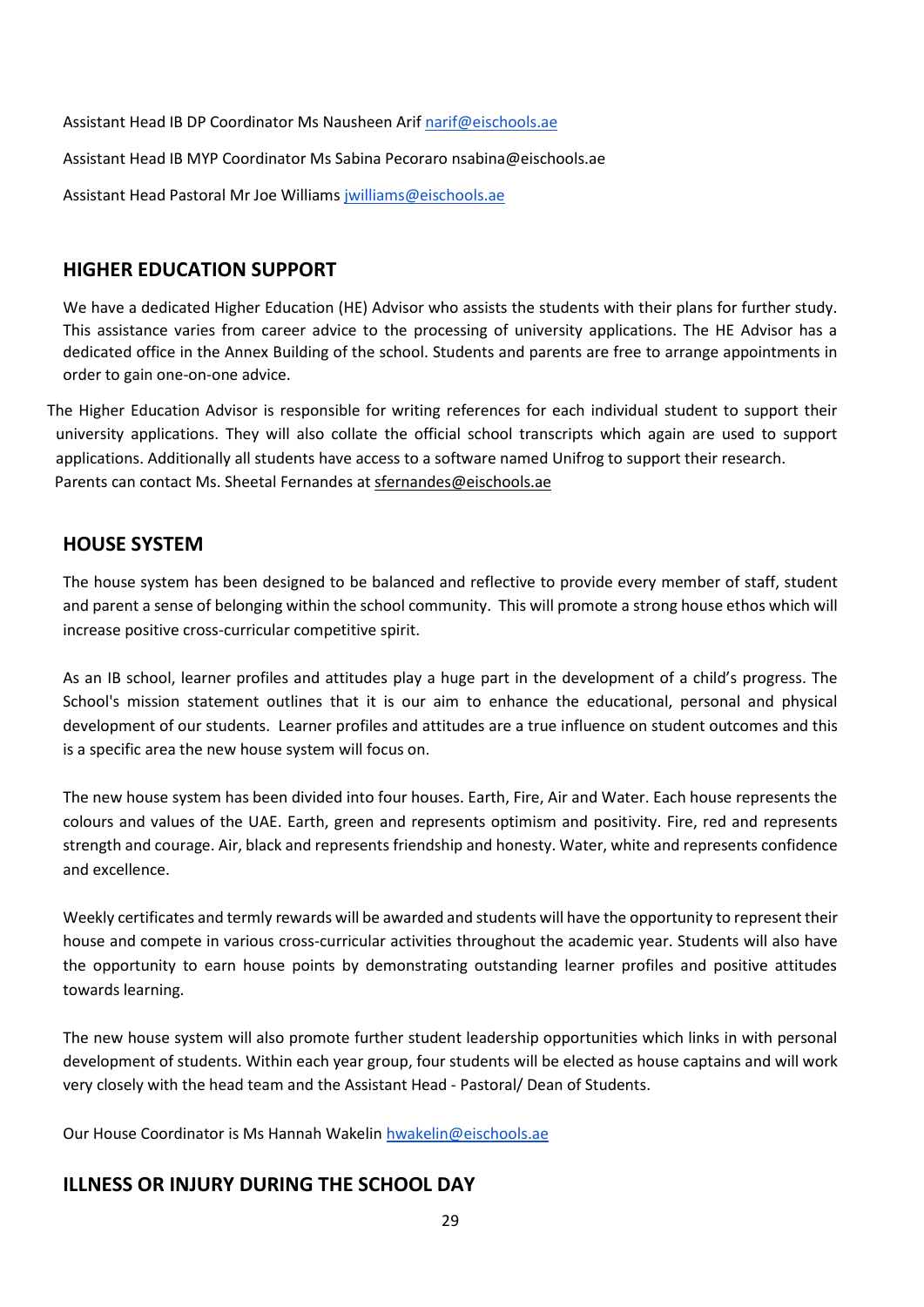Assistant Head IB DP Coordinator Ms Nausheen Arif narif@eischools.ae

Assistant Head IB MYP Coordinator Ms Sabina Pecoraro nsabina@eischools.ae

Assistant Head Pastoral Mr Joe Williams jwilliams@eischools.ae

## HIGHER EDUCATION SUPPORT

We have a dedicated Higher Education (HE) Advisor who assists the students with their plans for further study. This assistance varies from career advice to the processing of university applications. The HE Advisor has a dedicated office in the Annex Building of the school. Students and parents are free to arrange appointments in order to gain one-on-one advice.

The Higher Education Advisor is responsible for writing references for each individual student to support their university applications. They will also collate the official school transcripts which again are used to support applications. Additionally all students have access to a software named Unifrog to support their research. Parents can contact Ms. Sheetal Fernandes at sfernandes@eischools.ae

## HOUSE SYSTEM

The house system has been designed to be balanced and reflective to provide every member of staff, student and parent a sense of belonging within the school community. This will promote a strong house ethos which will increase positive cross-curricular competitive spirit.

As an IB school, learner profiles and attitudes play a huge part in the development of a child's progress. The School's mission statement outlines that it is our aim to enhance the educational, personal and physical development of our students. Learner profiles and attitudes are a true influence on student outcomes and this is a specific area the new house system will focus on.

The new house system has been divided into four houses. Earth, Fire, Air and Water. Each house represents the colours and values of the UAE. Earth, green and represents optimism and positivity. Fire, red and represents strength and courage. Air, black and represents friendship and honesty. Water, white and represents confidence and excellence.

Weekly certificates and termly rewards will be awarded and students will have the opportunity to represent their house and compete in various cross-curricular activities throughout the academic year. Students will also have the opportunity to earn house points by demonstrating outstanding learner profiles and positive attitudes towards learning.

The new house system will also promote further student leadership opportunities which links in with personal development of students. Within each year group, four students will be elected as house captains and will work very closely with the head team and the Assistant Head - Pastoral/ Dean of Students.

Our House Coordinator is Ms Hannah Wakelin hwakelin@eischools.ae

## ILLNESS OR INJURY DURING THE SCHOOL DAY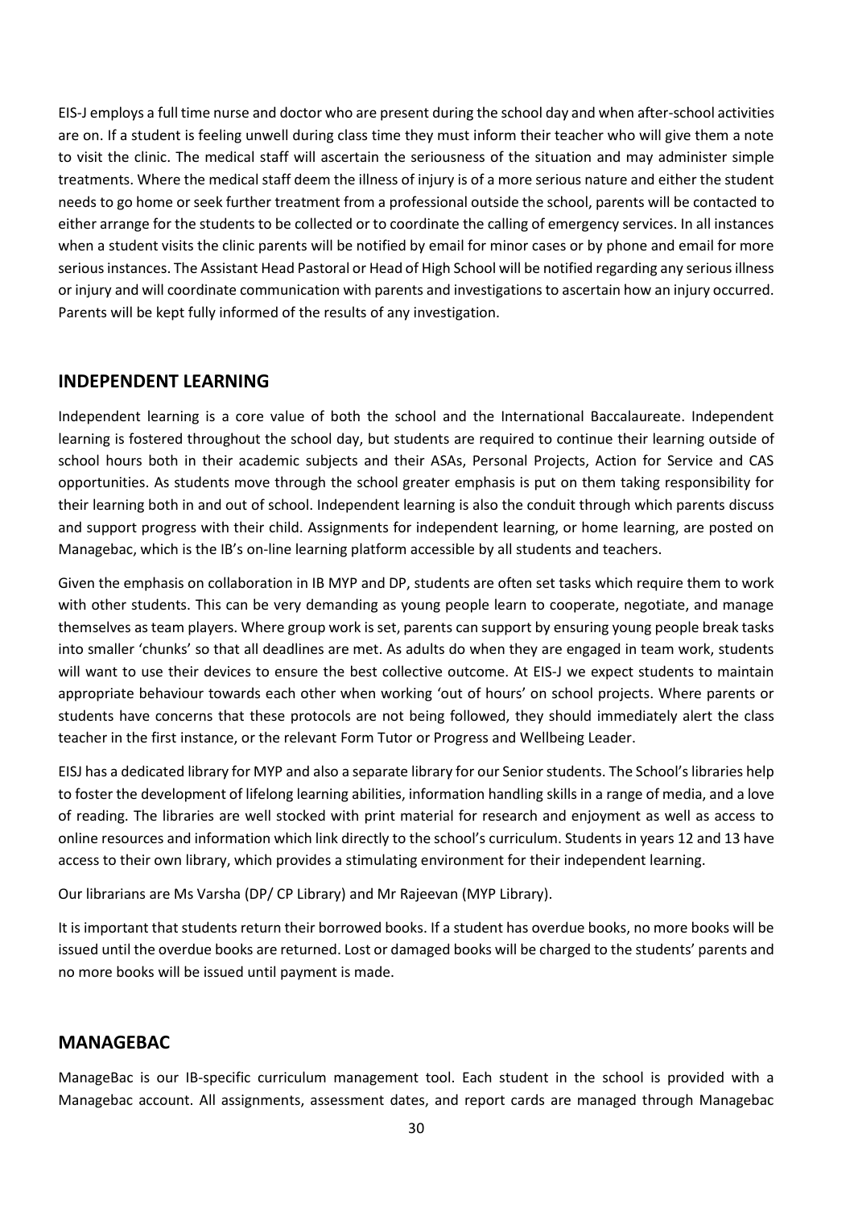EIS-J employs a full time nurse and doctor who are present during the school day and when after-school activities are on. If a student is feeling unwell during class time they must inform their teacher who will give them a note to visit the clinic. The medical staff will ascertain the seriousness of the situation and may administer simple treatments. Where the medical staff deem the illness of injury is of a more serious nature and either the student needs to go home or seek further treatment from a professional outside the school, parents will be contacted to either arrange for the students to be collected or to coordinate the calling of emergency services. In all instances when a student visits the clinic parents will be notified by email for minor cases or by phone and email for more serious instances. The Assistant Head Pastoral or Head of High School will be notified regarding any serious illness or injury and will coordinate communication with parents and investigations to ascertain how an injury occurred. Parents will be kept fully informed of the results of any investigation.

## INDEPENDENT LEARNING

Independent learning is a core value of both the school and the International Baccalaureate. Independent learning is fostered throughout the school day, but students are required to continue their learning outside of school hours both in their academic subjects and their ASAs, Personal Projects, Action for Service and CAS opportunities. As students move through the school greater emphasis is put on them taking responsibility for their learning both in and out of school. Independent learning is also the conduit through which parents discuss and support progress with their child. Assignments for independent learning, or home learning, are posted on Managebac, which is the IB's on-line learning platform accessible by all students and teachers.

Given the emphasis on collaboration in IB MYP and DP, students are often set tasks which require them to work with other students. This can be very demanding as young people learn to cooperate, negotiate, and manage themselves as team players. Where group work is set, parents can support by ensuring young people break tasks into smaller 'chunks' so that all deadlines are met. As adults do when they are engaged in team work, students will want to use their devices to ensure the best collective outcome. At EIS-J we expect students to maintain appropriate behaviour towards each other when working 'out of hours' on school projects. Where parents or students have concerns that these protocols are not being followed, they should immediately alert the class teacher in the first instance, or the relevant Form Tutor or Progress and Wellbeing Leader.

EISJ has a dedicated library for MYP and also a separate library for our Senior students. The School's libraries help to foster the development of lifelong learning abilities, information handling skills in a range of media, and a love of reading. The libraries are well stocked with print material for research and enjoyment as well as access to online resources and information which link directly to the school's curriculum. Students in years 12 and 13 have access to their own library, which provides a stimulating environment for their independent learning.

Our librarians are Ms Varsha (DP/ CP Library) and Mr Rajeevan (MYP Library).

It is important that students return their borrowed books. If a student has overdue books, no more books will be issued until the overdue books are returned. Lost or damaged books will be charged to the students' parents and no more books will be issued until payment is made.

## MANAGEBAC

ManageBac is our IB-specific curriculum management tool. Each student in the school is provided with a Managebac account. All assignments, assessment dates, and report cards are managed through Managebac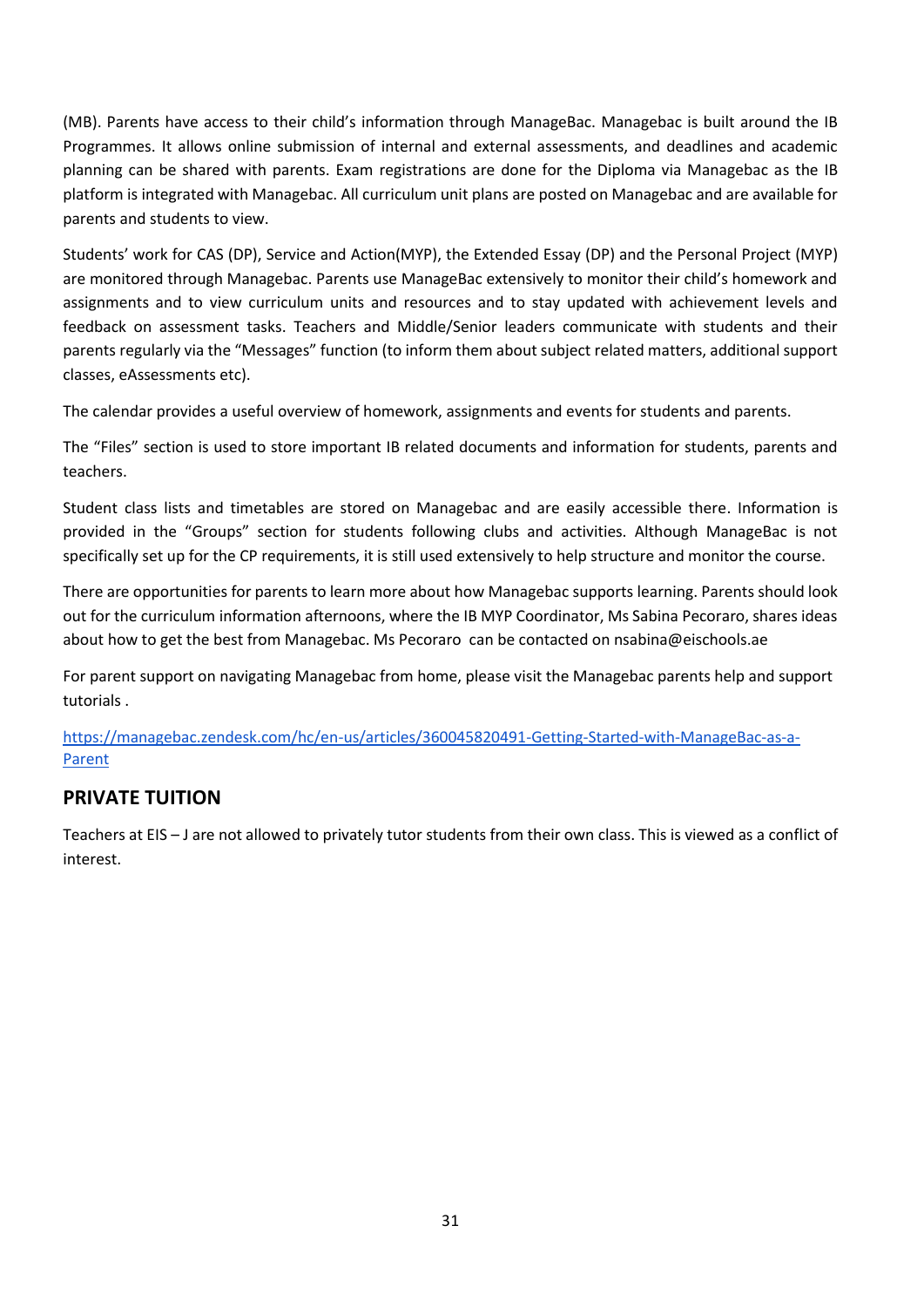(MB). Parents have access to their child's information through ManageBac. Managebac is built around the IB Programmes. It allows online submission of internal and external assessments, and deadlines and academic planning can be shared with parents. Exam registrations are done for the Diploma via Managebac as the IB platform is integrated with Managebac. All curriculum unit plans are posted on Managebac and are available for parents and students to view.

Students' work for CAS (DP), Service and Action(MYP), the Extended Essay (DP) and the Personal Project (MYP) are monitored through Managebac. Parents use ManageBac extensively to monitor their child's homework and assignments and to view curriculum units and resources and to stay updated with achievement levels and feedback on assessment tasks. Teachers and Middle/Senior leaders communicate with students and their parents regularly via the "Messages" function (to inform them about subject related matters, additional support classes, eAssessments etc).

The calendar provides a useful overview of homework, assignments and events for students and parents.

The "Files" section is used to store important IB related documents and information for students, parents and teachers.

Student class lists and timetables are stored on Managebac and are easily accessible there. Information is provided in the "Groups" section for students following clubs and activities. Although ManageBac is not specifically set up for the CP requirements, it is still used extensively to help structure and monitor the course.

There are opportunities for parents to learn more about how Managebac supports learning. Parents should look out for the curriculum information afternoons, where the IB MYP Coordinator, Ms Sabina Pecoraro, shares ideas about how to get the best from Managebac. Ms Pecoraro can be contacted on nsabina@eischools.ae

For parent support on navigating Managebac from home, please visit the Managebac parents help and support tutorials .

[https://managebac.zendesk.com/hc/en-us/articles/360045820491-Getting-Started-with-ManageBac-as-a-Parent](https://managebac.zendesk.com/hc/en-us/articles/360045820491-Getting-Started-with-ManageBac-as-a-Parent)

## PRIVATE TUITION

Teachers at EIS – J are not allowed to privately tutor students from their own class. This is viewed as a conflict of interest.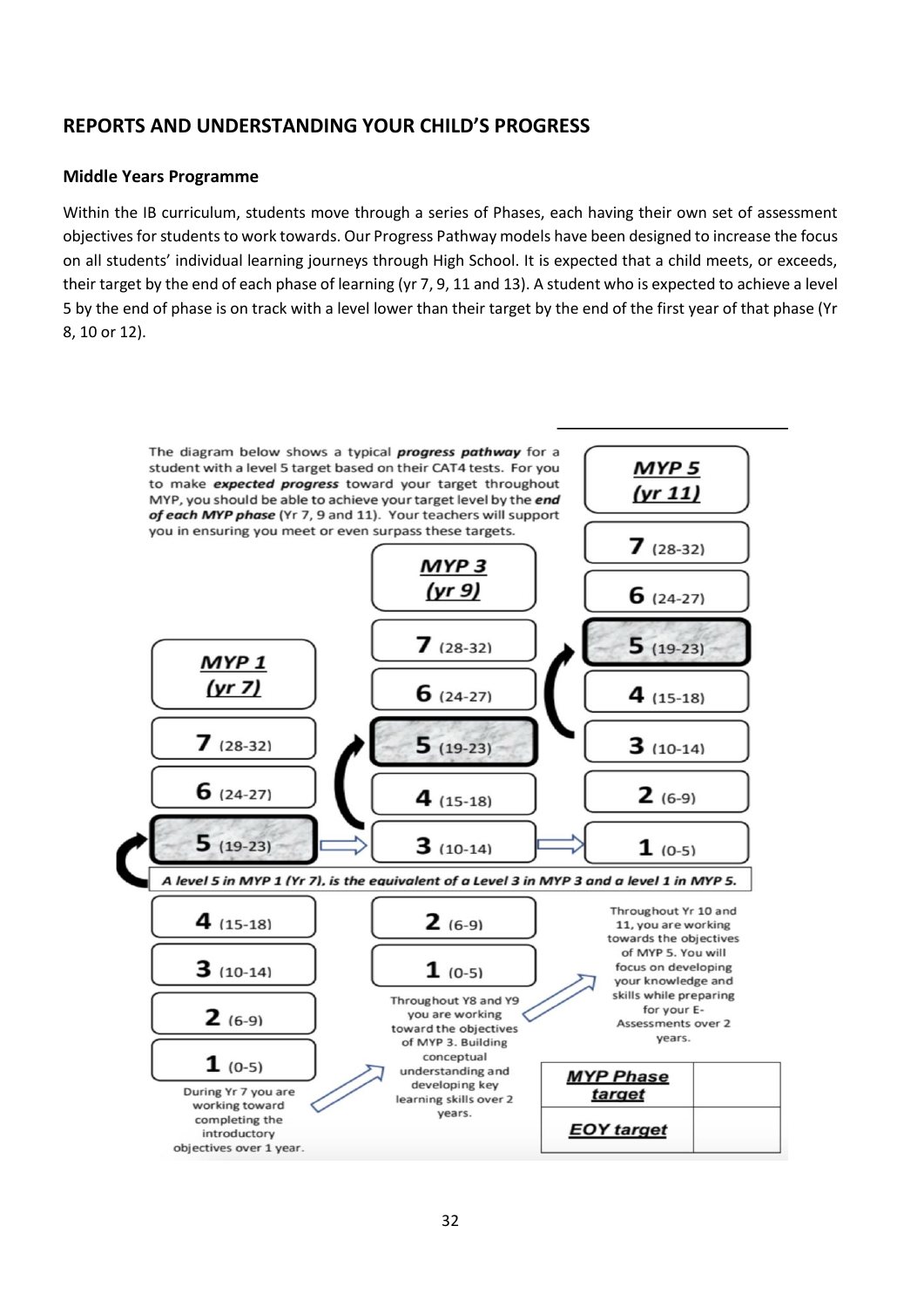## REPORTS AND UNDERSTANDING YOUR CHILD'S PROGRESS

### Middle Years Programme

Within the IB curriculum, students move through a series of Phases, each having their own set of assessment objectives for students to work towards. Our Progress Pathway models have been designed to increase the focus on all students' individual learning journeys through High School. It is expected that a child meets, or exceeds, their target by the end of each phase of learning (yr 7, 9, 11 and 13). A student who is expected to achieve a level 5 by the end of phase is on track with a level lower than their target by the end of the first year of that phase (Yr 8, 10 or 12).

The diagram below shows a typical ***progress pathway*** for a student with a level 5 target based on their CAT4 tests. For you to make ***expected progress*** toward your target throughout MYP, you should be able to achieve your target level by the ***end of each MYP phase*** (Yr 7, 9 and 11). Your teachers will support you in ensuring you meet or even surpass these targets.

| ***MYP 1 (yr 7)*** | ***MYP 3 (yr 9)*** | ***MYP 5 (yr 11)*** |
|---|---|---|
| **7** (28-32) | **7** (28-32) | **7** (28-32) |
| **6** (24-27) | **6** (24-27) | **6** (24-27) |
| **5** (19-23) | **5** (19-23) | **5** (19-23) |
| **4** (15-18) | **4** (15-18) | **4** (15-18) |
| **3** (10-14) | **3** (10-14) | **3** (10-14) |
| **2** (6-9) | **2** (6-9) | **2** (6-9) |
| **1** (0-5) | **1** (0-5) | **1** (0-5) |

***A level 5 in MYP 1 (Yr 7), is the equivalent of a Level 3 in MYP 3 and a level 1 in MYP 5.***

During Yr 7 you are working toward completing the introductory objectives over 1 year.

Throughout Y8 and Y9 you are working toward the objectives of MYP 3. Building conceptual understanding and developing key learning skills over 2 years.

Throughout Yr 10 and 11, you are working towards the objectives of MYP 5. You will focus on developing your knowledge and skills while preparing for your E-Assessments over 2 years.

| ***MYP Phase target*** | |
|---|---|
| ***EOY target*** | |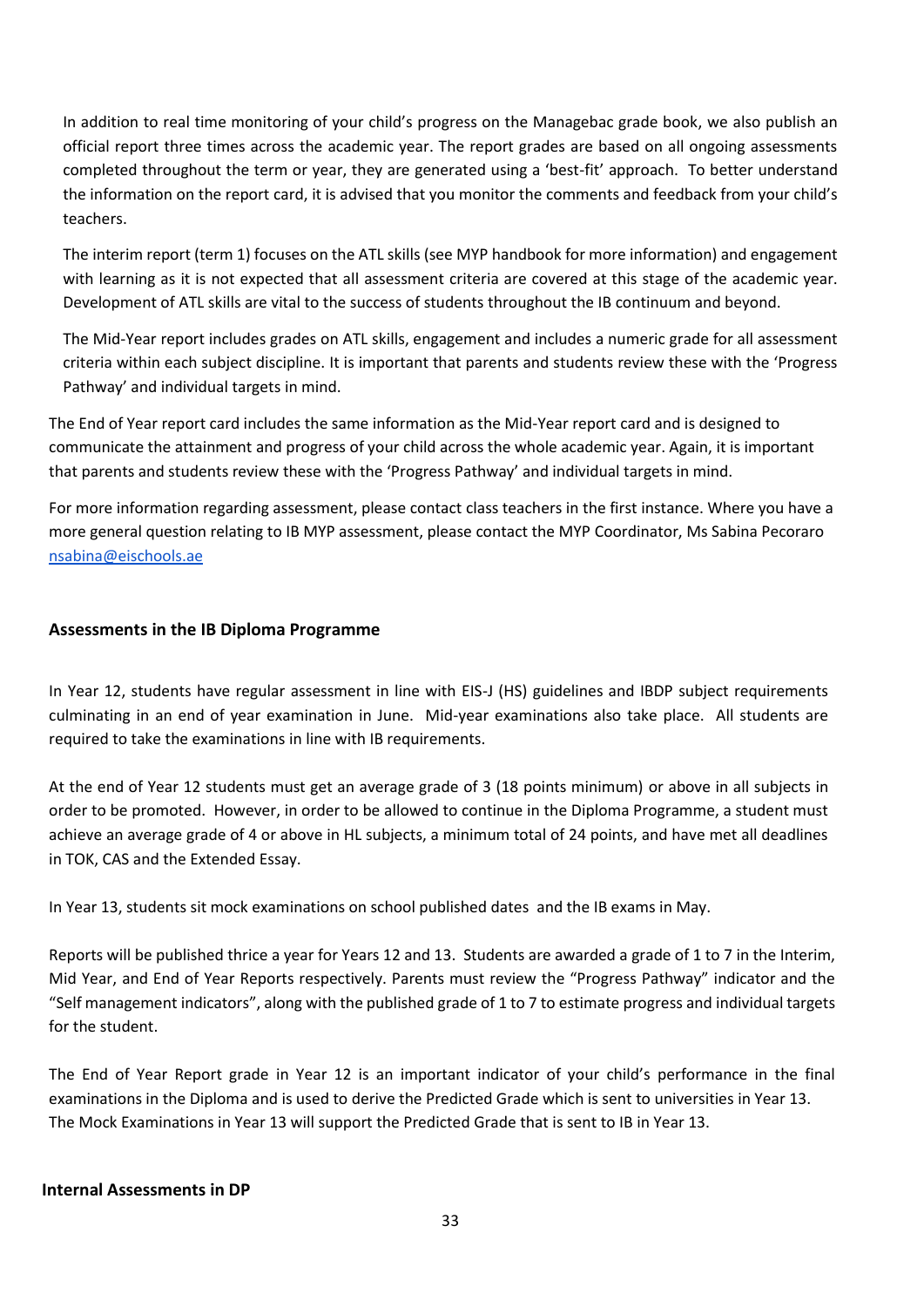In addition to real time monitoring of your child's progress on the Managebac grade book, we also publish an official report three times across the academic year. The report grades are based on all ongoing assessments completed throughout the term or year, they are generated using a 'best-fit' approach. To better understand the information on the report card, it is advised that you monitor the comments and feedback from your child's teachers.

The interim report (term 1) focuses on the ATL skills (see MYP handbook for more information) and engagement with learning as it is not expected that all assessment criteria are covered at this stage of the academic year. Development of ATL skills are vital to the success of students throughout the IB continuum and beyond.

The Mid-Year report includes grades on ATL skills, engagement and includes a numeric grade for all assessment criteria within each subject discipline. It is important that parents and students review these with the 'Progress Pathway' and individual targets in mind.

The End of Year report card includes the same information as the Mid-Year report card and is designed to communicate the attainment and progress of your child across the whole academic year. Again, it is important that parents and students review these with the 'Progress Pathway' and individual targets in mind.

For more information regarding assessment, please contact class teachers in the first instance. Where you have a more general question relating to IB MYP assessment, please contact the MYP Coordinator, Ms Sabina Pecoraro nsabina@eischools.ae

## Assessments in the IB Diploma Programme

In Year 12, students have regular assessment in line with EIS-J (HS) guidelines and IBDP subject requirements culminating in an end of year examination in June. Mid-year examinations also take place. All students are required to take the examinations in line with IB requirements.

At the end of Year 12 students must get an average grade of 3 (18 points minimum) or above in all subjects in order to be promoted. However, in order to be allowed to continue in the Diploma Programme, a student must achieve an average grade of 4 or above in HL subjects, a minimum total of 24 points, and have met all deadlines in TOK, CAS and the Extended Essay.

In Year 13, students sit mock examinations on school published dates and the IB exams in May.

Reports will be published thrice a year for Years 12 and 13. Students are awarded a grade of 1 to 7 in the Interim, Mid Year, and End of Year Reports respectively. Parents must review the "Progress Pathway" indicator and the "Self management indicators", along with the published grade of 1 to 7 to estimate progress and individual targets for the student.

The End of Year Report grade in Year 12 is an important indicator of your child's performance in the final examinations in the Diploma and is used to derive the Predicted Grade which is sent to universities in Year 13. The Mock Examinations in Year 13 will support the Predicted Grade that is sent to IB in Year 13.

## Internal Assessments in DP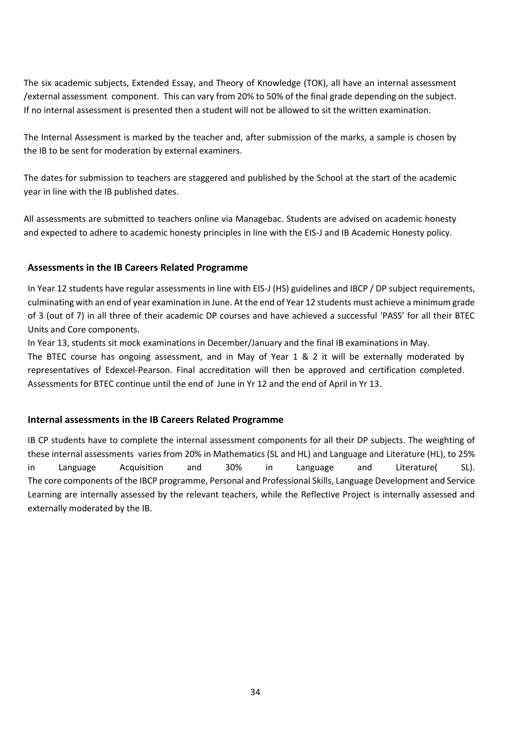The six academic subjects, Extended Essay, and Theory of Knowledge (TOK), all have an internal assessment /external assessment component. This can vary from 20% to 50% of the final grade depending on the subject. If no internal assessment is presented then a student will not be allowed to sit the written examination.

The Internal Assessment is marked by the teacher and, after submission of the marks, a sample is chosen by the IB to be sent for moderation by external examiners.

The dates for submission to teachers are staggered and published by the School at the start of the academic year in line with the IB published dates.

All assessments are submitted to teachers online via Managebac. Students are advised on academic honesty and expected to adhere to academic honesty principles in line with the EIS-J and IB Academic Honesty policy.

### Assessments in the IB Careers Related Programme

In Year 12 students have regular assessments in line with EIS-J (HS) guidelines and IBCP / DP subject requirements, culminating with an end of year examination in June. At the end of Year 12 students must achieve a minimum grade of 3 (out of 7) in all three of their academic DP courses and have achieved a successful 'PASS' for all their BTEC Units and Core components.

In Year 13, students sit mock examinations in December/January and the final IB examinations in May.

The BTEC course has ongoing assessment, and in May of Year 1 & 2 it will be externally moderated by representatives of Edexcel-Pearson. Final accreditation will then be approved and certification completed. Assessments for BTEC continue until the end of June in Yr 12 and the end of April in Yr 13.

### Internal assessments in the IB Careers Related Programme

IB CP students have to complete the internal assessment components for all their DP subjects. The weighting of these internal assessments varies from 20% in Mathematics (SL and HL) and Language and Literature (HL), to 25% in Language Acquisition and 30% in Language and Literature( SL).

The core components of the IBCP programme, Personal and Professional Skills, Language Development and Service Learning are internally assessed by the relevant teachers, while the Reflective Project is internally assessed and externally moderated by the IB.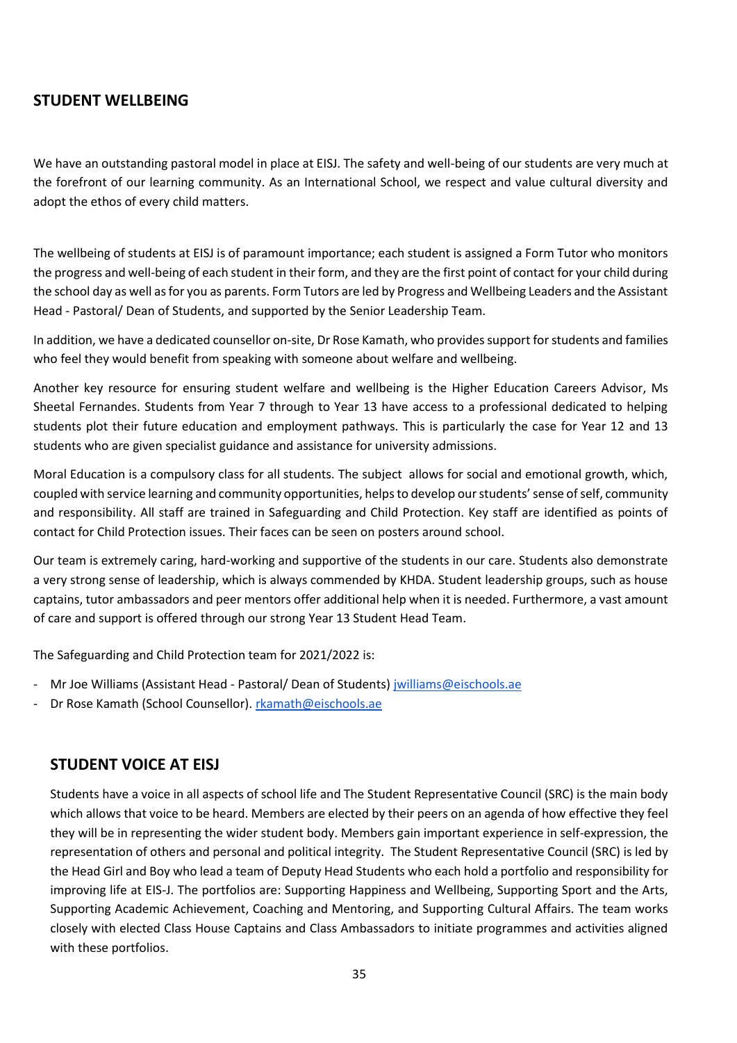## STUDENT WELLBEING

We have an outstanding pastoral model in place at EISJ. The safety and well-being of our students are very much at the forefront of our learning community. As an International School, we respect and value cultural diversity and adopt the ethos of every child matters.

The wellbeing of students at EISJ is of paramount importance; each student is assigned a Form Tutor who monitors the progress and well-being of each student in their form, and they are the first point of contact for your child during the school day as well as for you as parents. Form Tutors are led by Progress and Wellbeing Leaders and the Assistant Head - Pastoral/ Dean of Students, and supported by the Senior Leadership Team.

In addition, we have a dedicated counsellor on-site, Dr Rose Kamath, who provides support for students and families who feel they would benefit from speaking with someone about welfare and wellbeing.

Another key resource for ensuring student welfare and wellbeing is the Higher Education Careers Advisor, Ms Sheetal Fernandes. Students from Year 7 through to Year 13 have access to a professional dedicated to helping students plot their future education and employment pathways. This is particularly the case for Year 12 and 13 students who are given specialist guidance and assistance for university admissions.

Moral Education is a compulsory class for all students. The subject allows for social and emotional growth, which, coupled with service learning and community opportunities, helps to develop our students' sense of self, community and responsibility. All staff are trained in Safeguarding and Child Protection. Key staff are identified as points of contact for Child Protection issues. Their faces can be seen on posters around school.

Our team is extremely caring, hard-working and supportive of the students in our care. Students also demonstrate a very strong sense of leadership, which is always commended by KHDA. Student leadership groups, such as house captains, tutor ambassadors and peer mentors offer additional help when it is needed. Furthermore, a vast amount of care and support is offered through our strong Year 13 Student Head Team.

The Safeguarding and Child Protection team for 2021/2022 is:

- Mr Joe Williams (Assistant Head - Pastoral/ Dean of Students) jwilliams@eischools.ae
- Dr Rose Kamath (School Counsellor). rkamath@eischools.ae

## STUDENT VOICE AT EISJ

Students have a voice in all aspects of school life and The Student Representative Council (SRC) is the main body which allows that voice to be heard. Members are elected by their peers on an agenda of how effective they feel they will be in representing the wider student body. Members gain important experience in self-expression, the representation of others and personal and political integrity. The Student Representative Council (SRC) is led by the Head Girl and Boy who lead a team of Deputy Head Students who each hold a portfolio and responsibility for improving life at EIS-J. The portfolios are: Supporting Happiness and Wellbeing, Supporting Sport and the Arts, Supporting Academic Achievement, Coaching and Mentoring, and Supporting Cultural Affairs. The team works closely with elected Class House Captains and Class Ambassadors to initiate programmes and activities aligned with these portfolios.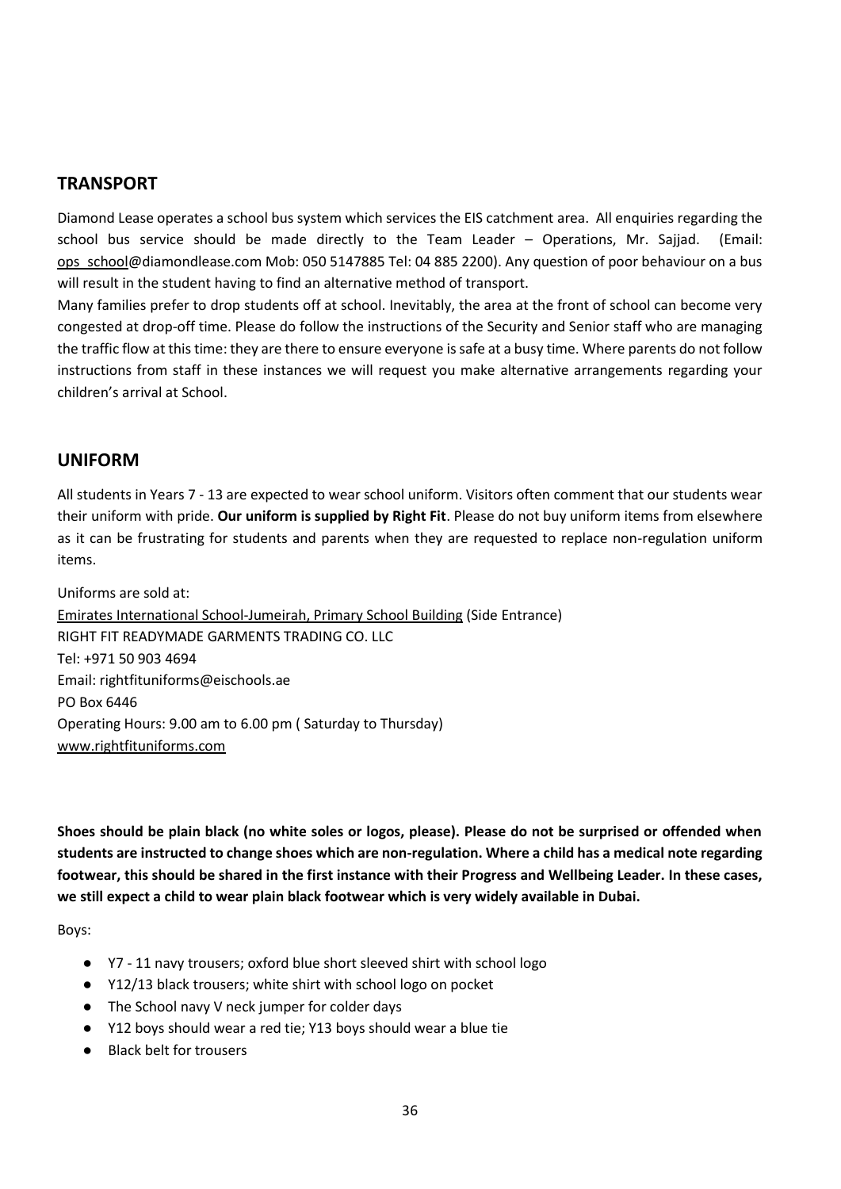## TRANSPORT

Diamond Lease operates a school bus system which services the EIS catchment area. All enquiries regarding the school bus service should be made directly to the Team Leader – Operations, Mr. Sajjad. (Email: ops_school@diamondlease.com Mob: 050 5147885 Tel: 04 885 2200). Any question of poor behaviour on a bus will result in the student having to find an alternative method of transport.

Many families prefer to drop students off at school. Inevitably, the area at the front of school can become very congested at drop-off time. Please do follow the instructions of the Security and Senior staff who are managing the traffic flow at this time: they are there to ensure everyone is safe at a busy time. Where parents do not follow instructions from staff in these instances we will request you make alternative arrangements regarding your children's arrival at School.

## UNIFORM

All students in Years 7 - 13 are expected to wear school uniform. Visitors often comment that our students wear their uniform with pride. **Our uniform is supplied by Right Fit**. Please do not buy uniform items from elsewhere as it can be frustrating for students and parents when they are requested to replace non-regulation uniform items.

Uniforms are sold at:
Emirates International School-Jumeirah, Primary School Building (Side Entrance)
RIGHT FIT READYMADE GARMENTS TRADING CO. LLC
Tel: +971 50 903 4694
Email: rightfituniforms@eischools.ae
PO Box 6446
Operating Hours: 9.00 am to 6.00 pm ( Saturday to Thursday)
www.rightfituniforms.com

**Shoes should be plain black (no white soles or logos, please). Please do not be surprised or offended when students are instructed to change shoes which are non-regulation. Where a child has a medical note regarding footwear, this should be shared in the first instance with their Progress and Wellbeing Leader. In these cases, we still expect a child to wear plain black footwear which is very widely available in Dubai.**

Boys:

- Y7 - 11 navy trousers; oxford blue short sleeved shirt with school logo
- Y12/13 black trousers; white shirt with school logo on pocket
- The School navy V neck jumper for colder days
- Y12 boys should wear a red tie; Y13 boys should wear a blue tie
- Black belt for trousers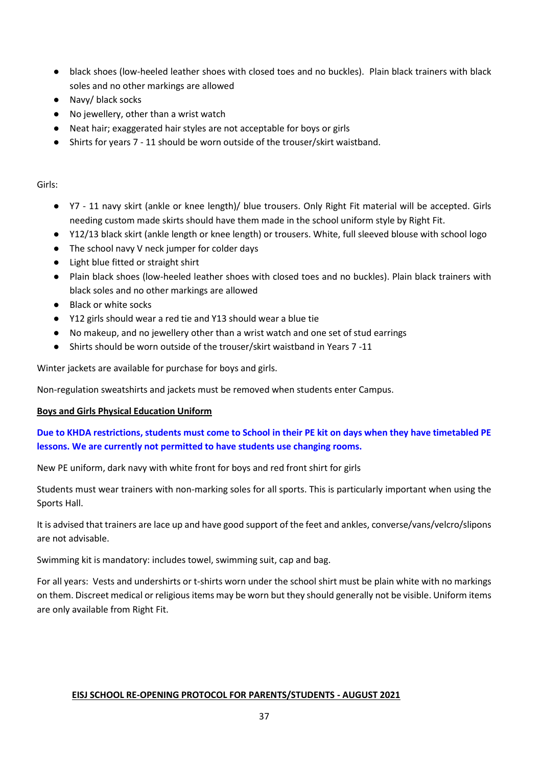- black shoes (low-heeled leather shoes with closed toes and no buckles). Plain black trainers with black soles and no other markings are allowed
- Navy/ black socks
- No jewellery, other than a wrist watch
- Neat hair; exaggerated hair styles are not acceptable for boys or girls
- Shirts for years 7 - 11 should be worn outside of the trouser/skirt waistband.

Girls:

- Y7 - 11 navy skirt (ankle or knee length)/ blue trousers. Only Right Fit material will be accepted. Girls needing custom made skirts should have them made in the school uniform style by Right Fit.
- Y12/13 black skirt (ankle length or knee length) or trousers. White, full sleeved blouse with school logo
- The school navy V neck jumper for colder days
- Light blue fitted or straight shirt
- Plain black shoes (low-heeled leather shoes with closed toes and no buckles). Plain black trainers with black soles and no other markings are allowed
- Black or white socks
- Y12 girls should wear a red tie and Y13 should wear a blue tie
- No makeup, and no jewellery other than a wrist watch and one set of stud earrings
- Shirts should be worn outside of the trouser/skirt waistband in Years 7 -11

Winter jackets are available for purchase for boys and girls.

Non-regulation sweatshirts and jackets must be removed when students enter Campus.

**Boys and Girls Physical Education Uniform**

**Due to KHDA restrictions, students must come to School in their PE kit on days when they have timetabled PE lessons. We are currently not permitted to have students use changing rooms.**

New PE uniform, dark navy with white front for boys and red front shirt for girls

Students must wear trainers with non-marking soles for all sports. This is particularly important when using the Sports Hall.

It is advised that trainers are lace up and have good support of the feet and ankles, converse/vans/velcro/slipons are not advisable.

Swimming kit is mandatory: includes towel, swimming suit, cap and bag.

For all years: Vests and undershirts or t-shirts worn under the school shirt must be plain white with no markings on them. Discreet medical or religious items may be worn but they should generally not be visible. Uniform items are only available from Right Fit.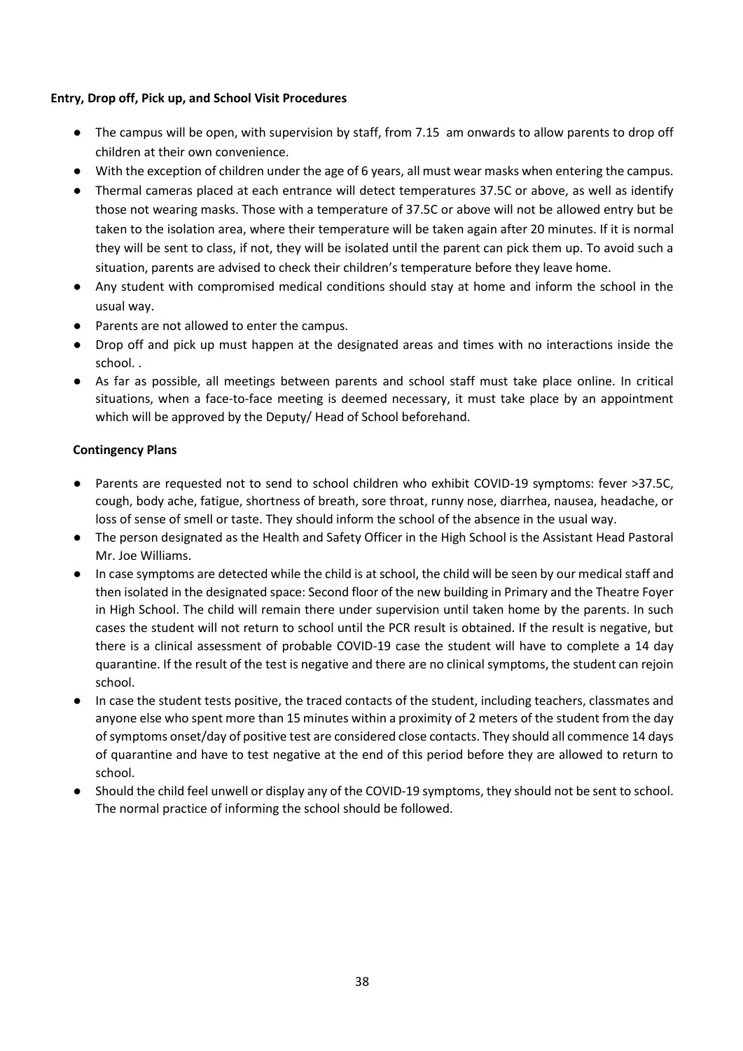**Entry, Drop off, Pick up, and School Visit Procedures**

- The campus will be open, with supervision by staff, from 7.15 am onwards to allow parents to drop off children at their own convenience.
- With the exception of children under the age of 6 years, all must wear masks when entering the campus.
- Thermal cameras placed at each entrance will detect temperatures 37.5C or above, as well as identify those not wearing masks. Those with a temperature of 37.5C or above will not be allowed entry but be taken to the isolation area, where their temperature will be taken again after 20 minutes. If it is normal they will be sent to class, if not, they will be isolated until the parent can pick them up. To avoid such a situation, parents are advised to check their children's temperature before they leave home.
- Any student with compromised medical conditions should stay at home and inform the school in the usual way.
- Parents are not allowed to enter the campus.
- Drop off and pick up must happen at the designated areas and times with no interactions inside the school. .
- As far as possible, all meetings between parents and school staff must take place online. In critical situations, when a face-to-face meeting is deemed necessary, it must take place by an appointment which will be approved by the Deputy/ Head of School beforehand.

**Contingency Plans**

- Parents are requested not to send to school children who exhibit COVID-19 symptoms: fever >37.5C, cough, body ache, fatigue, shortness of breath, sore throat, runny nose, diarrhea, nausea, headache, or loss of sense of smell or taste. They should inform the school of the absence in the usual way.
- The person designated as the Health and Safety Officer in the High School is the Assistant Head Pastoral Mr. Joe Williams.
- In case symptoms are detected while the child is at school, the child will be seen by our medical staff and then isolated in the designated space: Second floor of the new building in Primary and the Theatre Foyer in High School. The child will remain there under supervision until taken home by the parents. In such cases the student will not return to school until the PCR result is obtained. If the result is negative, but there is a clinical assessment of probable COVID-19 case the student will have to complete a 14 day quarantine. If the result of the test is negative and there are no clinical symptoms, the student can rejoin school.
- In case the student tests positive, the traced contacts of the student, including teachers, classmates and anyone else who spent more than 15 minutes within a proximity of 2 meters of the student from the day of symptoms onset/day of positive test are considered close contacts. They should all commence 14 days of quarantine and have to test negative at the end of this period before they are allowed to return to school.
- Should the child feel unwell or display any of the COVID-19 symptoms, they should not be sent to school. The normal practice of informing the school should be followed.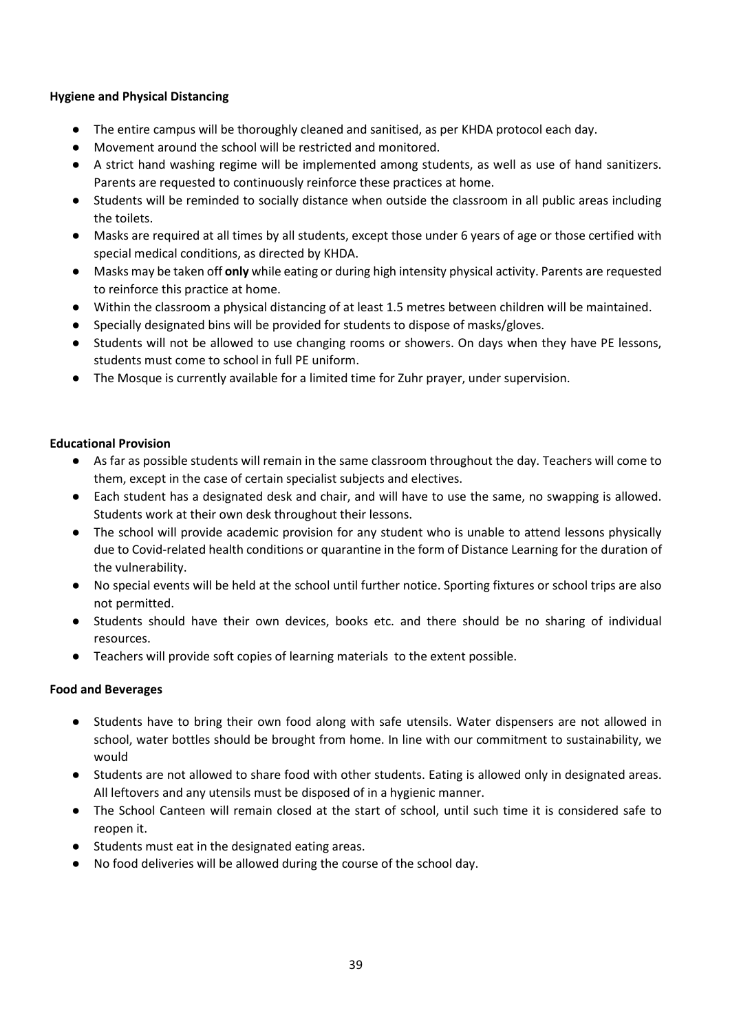**Hygiene and Physical Distancing**

- The entire campus will be thoroughly cleaned and sanitised, as per KHDA protocol each day.
- Movement around the school will be restricted and monitored.
- A strict hand washing regime will be implemented among students, as well as use of hand sanitizers. Parents are requested to continuously reinforce these practices at home.
- Students will be reminded to socially distance when outside the classroom in all public areas including the toilets.
- Masks are required at all times by all students, except those under 6 years of age or those certified with special medical conditions, as directed by KHDA.
- Masks may be taken off **only** while eating or during high intensity physical activity. Parents are requested to reinforce this practice at home.
- Within the classroom a physical distancing of at least 1.5 metres between children will be maintained.
- Specially designated bins will be provided for students to dispose of masks/gloves.
- Students will not be allowed to use changing rooms or showers. On days when they have PE lessons, students must come to school in full PE uniform.
- The Mosque is currently available for a limited time for Zuhr prayer, under supervision.

**Educational Provision**

- As far as possible students will remain in the same classroom throughout the day. Teachers will come to them, except in the case of certain specialist subjects and electives.
- Each student has a designated desk and chair, and will have to use the same, no swapping is allowed. Students work at their own desk throughout their lessons.
- The school will provide academic provision for any student who is unable to attend lessons physically due to Covid-related health conditions or quarantine in the form of Distance Learning for the duration of the vulnerability.
- No special events will be held at the school until further notice. Sporting fixtures or school trips are also not permitted.
- Students should have their own devices, books etc. and there should be no sharing of individual resources.
- Teachers will provide soft copies of learning materials to the extent possible.

**Food and Beverages**

- Students have to bring their own food along with safe utensils. Water dispensers are not allowed in school, water bottles should be brought from home. In line with our commitment to sustainability, we would
- Students are not allowed to share food with other students. Eating is allowed only in designated areas. All leftovers and any utensils must be disposed of in a hygienic manner.
- The School Canteen will remain closed at the start of school, until such time it is considered safe to reopen it.
- Students must eat in the designated eating areas.
- No food deliveries will be allowed during the course of the school day.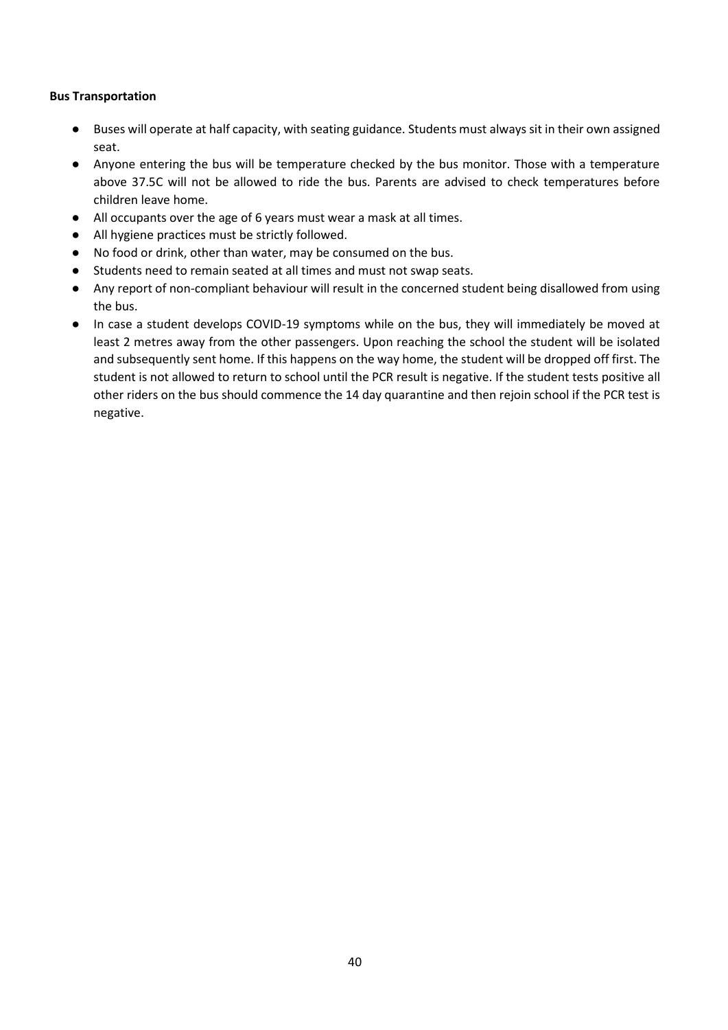**Bus Transportation**

- Buses will operate at half capacity, with seating guidance. Students must always sit in their own assigned seat.
- Anyone entering the bus will be temperature checked by the bus monitor. Those with a temperature above 37.5C will not be allowed to ride the bus. Parents are advised to check temperatures before children leave home.
- All occupants over the age of 6 years must wear a mask at all times.
- All hygiene practices must be strictly followed.
- No food or drink, other than water, may be consumed on the bus.
- Students need to remain seated at all times and must not swap seats.
- Any report of non-compliant behaviour will result in the concerned student being disallowed from using the bus.
- In case a student develops COVID-19 symptoms while on the bus, they will immediately be moved at least 2 metres away from the other passengers. Upon reaching the school the student will be isolated and subsequently sent home. If this happens on the way home, the student will be dropped off first. The student is not allowed to return to school until the PCR result is negative. If the student tests positive all other riders on the bus should commence the 14 day quarantine and then rejoin school if the PCR test is negative.